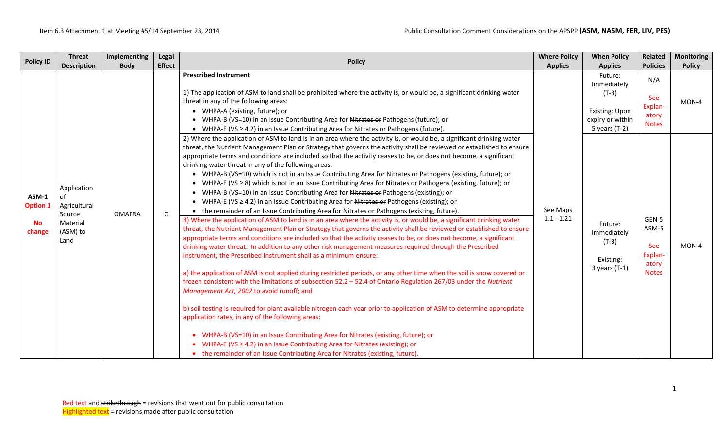| Policy ID | Threat Description | Implementing Body | Legal Effect | Policy | Where Policy Applies | When Policy Applies | Related Policies | Monitoring Policy |
|---|---|---|---|---|---|---|---|---|
| **ASM-1** **Option 1** **No change** | Application of Agricultural Source Material (ASM) to Land | OMAFRA | C | **Prescribed Instrument**<br><br>1) The application of ASM to land shall be prohibited where the activity is, or would be, a significant drinking water threat in any of the following areas:<br>• WHPA-A (existing, future); or<br>• WHPA-B (VS=10) in an Issue Contributing Area for ~~Nitrates or~~ Pathogens (future); or<br>• WHPA-E (VS ≥ 4.2) in an Issue Contributing Area for Nitrates or Pathogens (future). | See Maps 1.1 - 1.21 | Future: Immediately (T-3)<br><br>Existing: Upon expiry or within 5 years (T-2) | N/A<br><br>See Explan-atory Notes | MON-4 |
| | | | | 2) Where the application of ASM to land is in an area where the activity is, or would be, a significant drinking water threat, the Nutrient Management Plan or Strategy that governs the activity shall be reviewed or established to ensure appropriate terms and conditions are included so that the activity ceases to be, or does not become, a significant drinking water threat in any of the following areas:<br>• WHPA-B (VS=10) which is not in an Issue Contributing Area for Nitrates or Pathogens (existing, future); or<br>• WHPA-E (VS ≥ 8) which is not in an Issue Contributing Area for Nitrates or Pathogens (existing, future); or<br>• WHPA-B (VS=10) in an Issue Contributing Area for ~~Nitrates or~~ Pathogens (existing); or<br>• WHPA-E (VS ≥ 4.2) in an Issue Contributing Area for ~~Nitrates or~~ Pathogens (existing); or<br>• the remainder of an Issue Contributing Area for ~~Nitrates or~~ Pathogens (existing, future).<br><br>3) Where the application of ASM to land is in an area where the activity is, or would be, a significant drinking water threat, the Nutrient Management Plan or Strategy that governs the activity shall be reviewed or established to ensure appropriate terms and conditions are included so that the activity ceases to be, or does not become, a significant drinking water threat. In addition to any other risk management measures required through the Prescribed Instrument, the Prescribed Instrument shall as a minimum ensure:<br><br>a) the application of ASM is not applied during restricted periods, or any other time when the soil is snow covered or frozen consistent with the limitations of subsection 52.2 – 52.4 of Ontario Regulation 267/03 under the *Nutrient Management Act, 2002* to avoid runoff; and<br><br>b) soil testing is required for plant available nitrogen each year prior to application of ASM to determine appropriate application rates, in any of the following areas:<br><br>• WHPA-B (VS=10) in an Issue Contributing Area for Nitrates (existing, future); or<br>• WHPA-E (VS ≥ 4.2) in an Issue Contributing Area for Nitrates (existing); or<br>• the remainder of an Issue Contributing Area for Nitrates (existing, future). | | Future: Immediately (T-3)<br><br>Existing: 3 years (T-1) | GEN-5<br>ASM-5<br><br>See Explan-atory Notes | MON-4 |

Red text and ~~strikethrough~~ = revisions that went out for public consultation
Highlighted text = revisions made after public consultation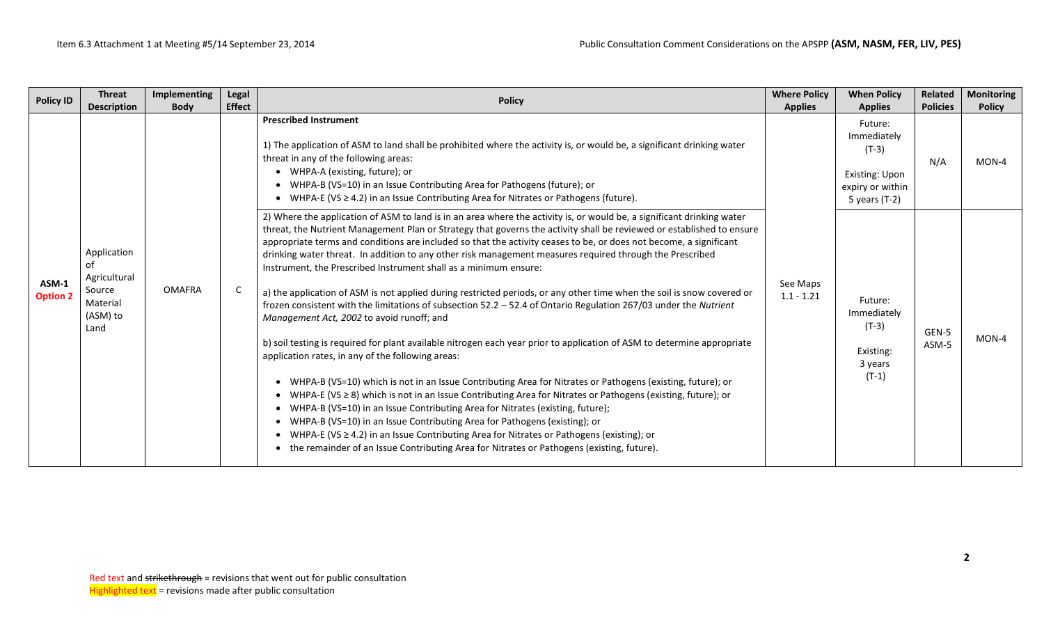| Policy ID | Threat Description | Implementing Body | Legal Effect | Policy | Where Policy Applies | When Policy Applies | Related Policies | Monitoring Policy |
|---|---|---|---|---|---|---|---|---|
| ASM-1 **Option 2** | Application of Agricultural Source Material (ASM) to Land | OMAFRA | C | **Prescribed Instrument**<br><br>1) The application of ASM to land shall be prohibited where the activity is, or would be, a significant drinking water threat in any of the following areas:<br>• WHPA-A (existing, future); or<br>• WHPA-B (VS=10) in an Issue Contributing Area for Pathogens (future); or<br>• WHPA-E (VS ≥ 4.2) in an Issue Contributing Area for Nitrates or Pathogens (future). | See Maps 1.1 - 1.21 | Future: Immediately (T-3)<br><br>Existing: Upon expiry or within 5 years (T-2) | N/A | MON-4 |
| | | | | 2) Where the application of ASM to land is in an area where the activity is, or would be, a significant drinking water threat, the Nutrient Management Plan or Strategy that governs the activity shall be reviewed or established to ensure appropriate terms and conditions are included so that the activity ceases to be, or does not become, a significant drinking water threat. In addition to any other risk management measures required through the Prescribed Instrument, the Prescribed Instrument shall as a minimum ensure:<br><br>a) the application of ASM is not applied during restricted periods, or any other time when the soil is snow covered or frozen consistent with the limitations of subsection 52.2 – 52.4 of Ontario Regulation 267/03 under the *Nutrient Management Act, 2002* to avoid runoff; and<br><br>b) soil testing is required for plant available nitrogen each year prior to application of ASM to determine appropriate application rates, in any of the following areas:<br><br>• WHPA-B (VS=10) which is not in an Issue Contributing Area for Nitrates or Pathogens (existing, future); or<br>• WHPA-E (VS ≥ 8) which is not in an Issue Contributing Area for Nitrates or Pathogens (existing, future); or<br>• WHPA-B (VS=10) in an Issue Contributing Area for Nitrates (existing, future);<br>• WHPA-B (VS=10) in an Issue Contributing Area for Pathogens (existing); or<br>• WHPA-E (VS ≥ 4.2) in an Issue Contributing Area for Nitrates or Pathogens (existing); or<br>• the remainder of an Issue Contributing Area for Nitrates or Pathogens (existing, future). | | Future: Immediately (T-3)<br><br>Existing: 3 years (T-1) | GEN-5 ASM-5 | MON-4 |

Red text and ~~strikethrough~~ = revisions that went out for public consultation
Highlighted text = revisions made after public consultation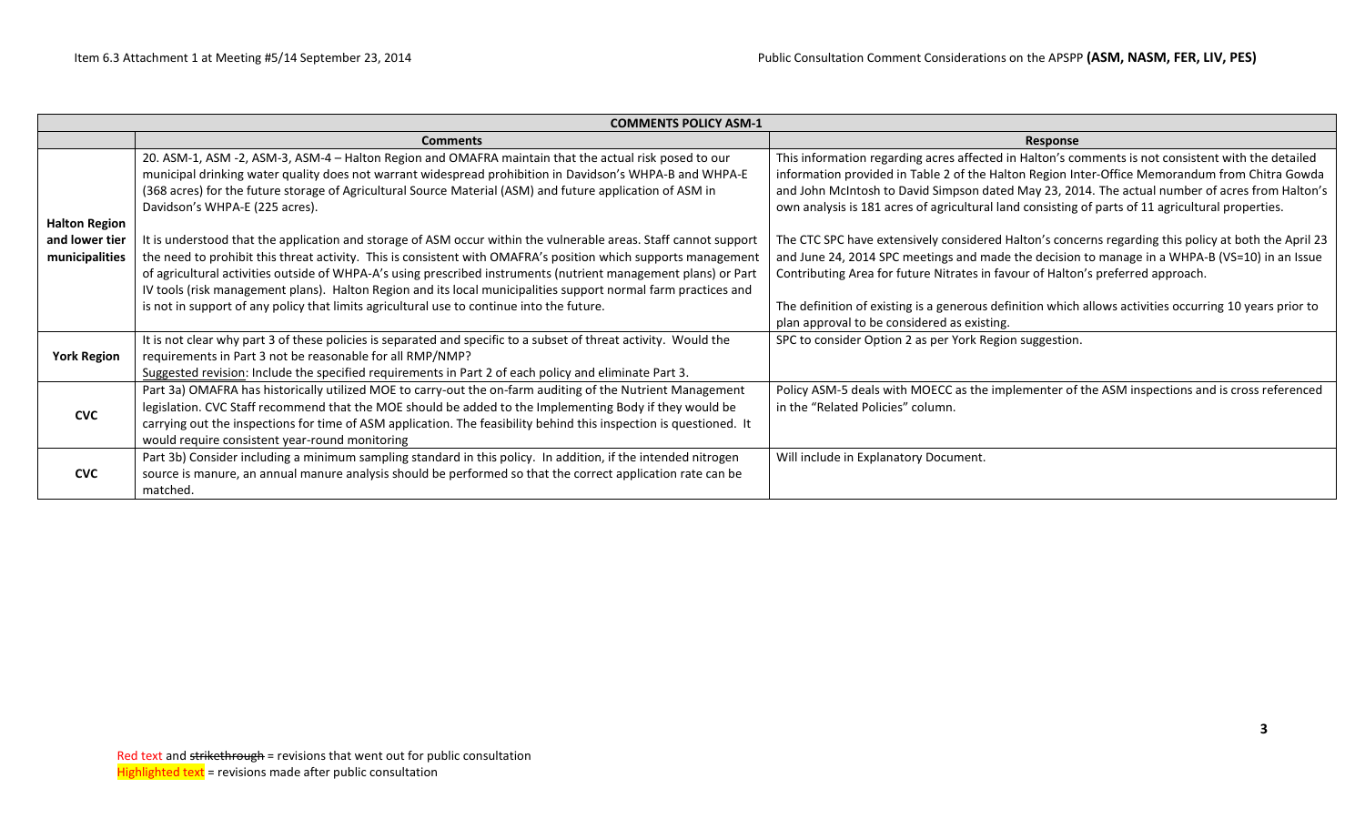| COMMENTS POLICY ASM-1 | | |
|---|---|---|
| | **Comments** | **Response** |
| **Halton Region and lower tier municipalities** | 20. ASM-1, ASM -2, ASM-3, ASM-4 – Halton Region and OMAFRA maintain that the actual risk posed to our municipal drinking water quality does not warrant widespread prohibition in Davidson's WHPA-B and WHPA-E (368 acres) for the future storage of Agricultural Source Material (ASM) and future application of ASM in Davidson's WHPA-E (225 acres).<br><br>It is understood that the application and storage of ASM occur within the vulnerable areas. Staff cannot support the need to prohibit this threat activity. This is consistent with OMAFRA's position which supports management of agricultural activities outside of WHPA-A's using prescribed instruments (nutrient management plans) or Part IV tools (risk management plans). Halton Region and its local municipalities support normal farm practices and is not in support of any policy that limits agricultural use to continue into the future. | This information regarding acres affected in Halton's comments is not consistent with the detailed information provided in Table 2 of the Halton Region Inter-Office Memorandum from Chitra Gowda and John McIntosh to David Simpson dated May 23, 2014. The actual number of acres from Halton's own analysis is 181 acres of agricultural land consisting of parts of 11 agricultural properties.<br><br>The CTC SPC have extensively considered Halton's concerns regarding this policy at both the April 23 and June 24, 2014 SPC meetings and made the decision to manage in a WHPA-B (VS=10) in an Issue Contributing Area for future Nitrates in favour of Halton's preferred approach.<br><br>The definition of existing is a generous definition which allows activities occurring 10 years prior to plan approval to be considered as existing. |
| **York Region** | It is not clear why part 3 of these policies is separated and specific to a subset of threat activity. Would the requirements in Part 3 not be reasonable for all RMP/NMP?<br><u>Suggested revision</u>: Include the specified requirements in Part 2 of each policy and eliminate Part 3. | SPC to consider Option 2 as per York Region suggestion. |
| **CVC** | Part 3a) OMAFRA has historically utilized MOE to carry-out the on-farm auditing of the Nutrient Management legislation. CVC Staff recommend that the MOE should be added to the Implementing Body if they would be carrying out the inspections for time of ASM application. The feasibility behind this inspection is questioned. It would require consistent year-round monitoring | Policy ASM-5 deals with MOECC as the implementer of the ASM inspections and is cross referenced in the "Related Policies" column. |
| **CVC** | Part 3b) Consider including a minimum sampling standard in this policy. In addition, if the intended nitrogen source is manure, an annual manure analysis should be performed so that the correct application rate can be matched. | Will include in Explanatory Document. |

Red text and ~~strikethrough~~ = revisions that went out for public consultation
Highlighted text = revisions made after public consultation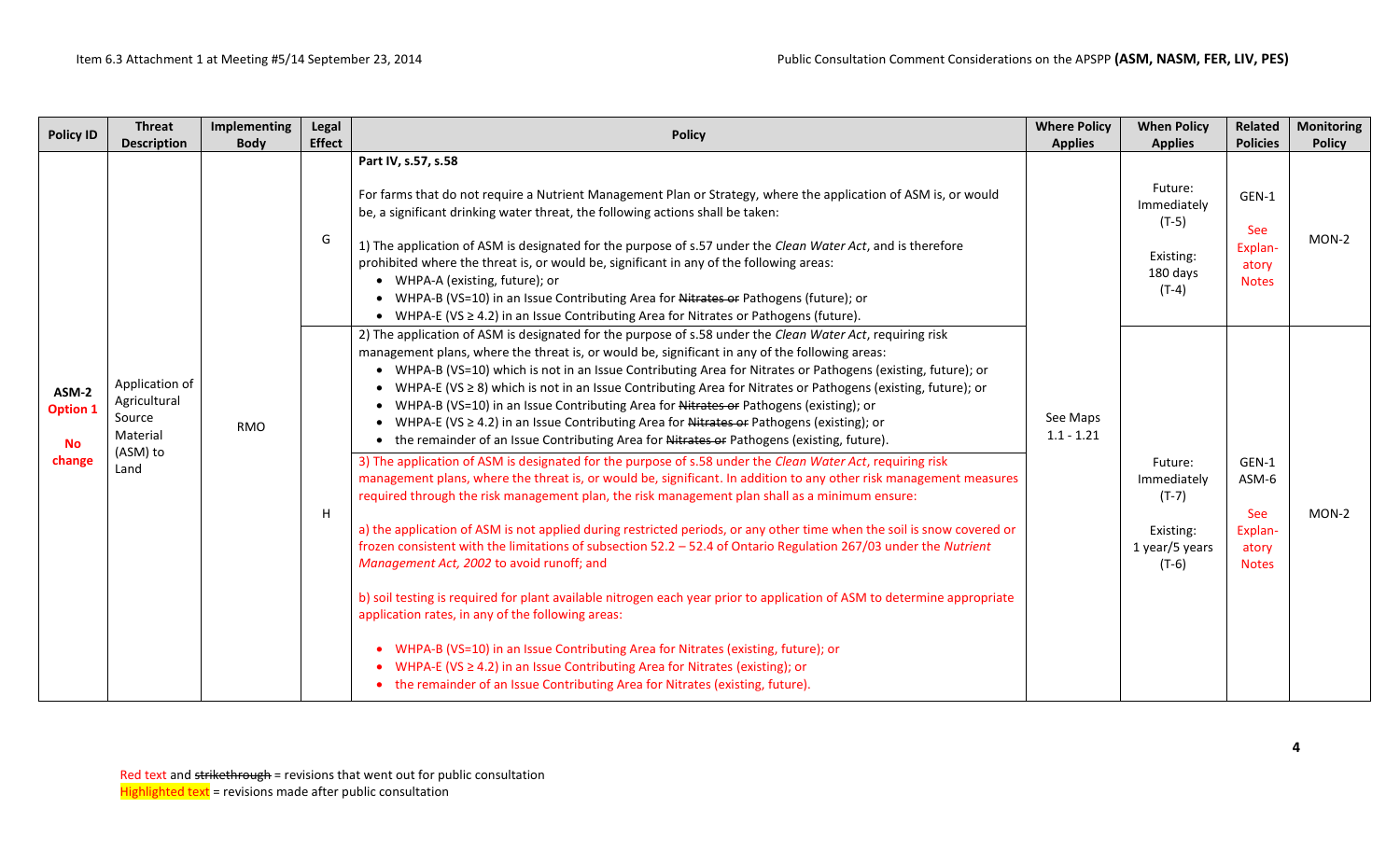| Policy ID | Threat Description | Implementing Body | Legal Effect | Policy | Where Policy Applies | When Policy Applies | Related Policies | Monitoring Policy |
|---|---|---|---|---|---|---|---|---|
| ASM-2 Option 1<br><br>No change | Application of Agricultural Source Material (ASM) to Land | RMO | G | **Part IV, s.57, s.58**<br><br>For farms that do not require a Nutrient Management Plan or Strategy, where the application of ASM is, or would be, a significant drinking water threat, the following actions shall be taken:<br><br>1) The application of ASM is designated for the purpose of s.57 under the *Clean Water Act*, and is therefore prohibited where the threat is, or would be, significant in any of the following areas:<br>• WHPA-A (existing, future); or<br>• WHPA-B (VS=10) in an Issue Contributing Area for ~~Nitrates or~~ Pathogens (future); or<br>• WHPA-E (VS ≥ 4.2) in an Issue Contributing Area for Nitrates or Pathogens (future). | See Maps 1.1 - 1.21 | Future: Immediately (T-5)<br><br>Existing: 180 days (T-4) | GEN-1<br><br>See Explan-atory Notes | MON-2 |
| | | | H | 2) The application of ASM is designated for the purpose of s.58 under the *Clean Water Act*, requiring risk management plans, where the threat is, or would be, significant in any of the following areas:<br>• WHPA-B (VS=10) which is not in an Issue Contributing Area for Nitrates or Pathogens (existing, future); or<br>• WHPA-E (VS ≥ 8) which is not in an Issue Contributing Area for Nitrates or Pathogens (existing, future); or<br>• WHPA-B (VS=10) in an Issue Contributing Area for ~~Nitrates or~~ Pathogens (existing); or<br>• WHPA-E (VS ≥ 4.2) in an Issue Contributing Area for ~~Nitrates or~~ Pathogens (existing); or<br>• the remainder of an Issue Contributing Area for ~~Nitrates or~~ Pathogens (existing, future).<br><br>3) The application of ASM is designated for the purpose of s.58 under the *Clean Water Act*, requiring risk management plans, where the threat is, or would be, significant. In addition to any other risk management measures required through the risk management plan, the risk management plan shall as a minimum ensure:<br><br>a) the application of ASM is not applied during restricted periods, or any other time when the soil is snow covered or frozen consistent with the limitations of subsection 52.2 – 52.4 of Ontario Regulation 267/03 under the *Nutrient Management Act, 2002* to avoid runoff; and<br><br>b) soil testing is required for plant available nitrogen each year prior to application of ASM to determine appropriate application rates, in any of the following areas:<br><br>• WHPA-B (VS=10) in an Issue Contributing Area for Nitrates (existing, future); or<br>• WHPA-E (VS ≥ 4.2) in an Issue Contributing Area for Nitrates (existing); or<br>• the remainder of an Issue Contributing Area for Nitrates (existing, future). | | Future: Immediately (T-7)<br><br>Existing: 1 year/5 years (T-6) | GEN-1<br>ASM-6<br><br>See Explan-atory Notes | MON-2 |

Red text and ~~strikethrough~~ = revisions that went out for public consultation
Highlighted text = revisions made after public consultation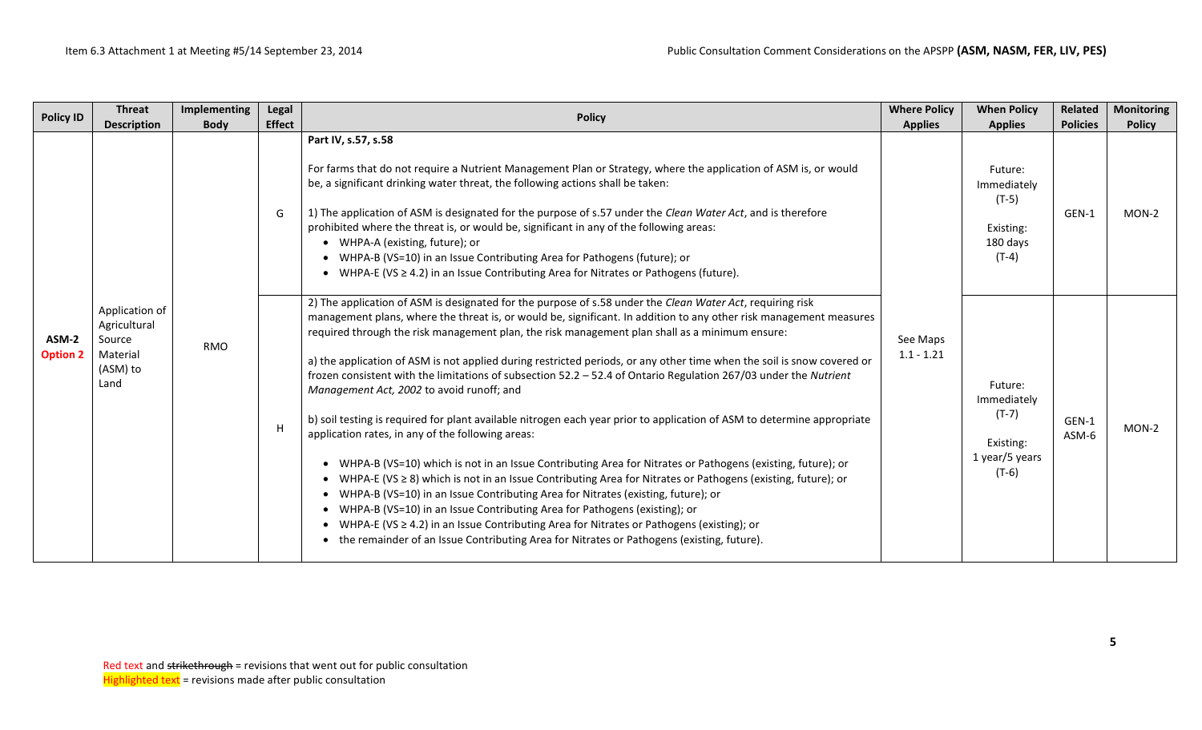| Policy ID | Threat Description | Implementing Body | Legal Effect | Policy | Where Policy Applies | When Policy Applies | Related Policies | Monitoring Policy |
|---|---|---|---|---|---|---|---|---|
| ASM-2 **Option 2** | Application of Agricultural Source Material (ASM) to Land | RMO | G | **Part IV, s.57, s.58**<br><br>For farms that do not require a Nutrient Management Plan or Strategy, where the application of ASM is, or would be, a significant drinking water threat, the following actions shall be taken:<br><br>1) The application of ASM is designated for the purpose of s.57 under the *Clean Water Act*, and is therefore prohibited where the threat is, or would be, significant in any of the following areas:<br>• WHPA-A (existing, future); or<br>• WHPA-B (VS=10) in an Issue Contributing Area for Pathogens (future); or<br>• WHPA-E (VS ≥ 4.2) in an Issue Contributing Area for Nitrates or Pathogens (future). | See Maps 1.1 - 1.21 | Future: Immediately (T-5)<br><br>Existing: 180 days (T-4) | GEN-1 | MON-2 |
| | | | H | 2) The application of ASM is designated for the purpose of s.58 under the *Clean Water Act*, requiring risk management plans, where the threat is, or would be, significant. In addition to any other risk management measures required through the risk management plan, the risk management plan shall as a minimum ensure:<br><br>a) the application of ASM is not applied during restricted periods, or any other time when the soil is snow covered or frozen consistent with the limitations of subsection 52.2 – 52.4 of Ontario Regulation 267/03 under the *Nutrient Management Act, 2002* to avoid runoff; and<br><br>b) soil testing is required for plant available nitrogen each year prior to application of ASM to determine appropriate application rates, in any of the following areas:<br><br>• WHPA-B (VS=10) which is not in an Issue Contributing Area for Nitrates or Pathogens (existing, future); or<br>• WHPA-E (VS ≥ 8) which is not in an Issue Contributing Area for Nitrates or Pathogens (existing, future); or<br>• WHPA-B (VS=10) in an Issue Contributing Area for Nitrates (existing, future); or<br>• WHPA-B (VS=10) in an Issue Contributing Area for Pathogens (existing); or<br>• WHPA-E (VS ≥ 4.2) in an Issue Contributing Area for Nitrates or Pathogens (existing); or<br>• the remainder of an Issue Contributing Area for Nitrates or Pathogens (existing, future). | | Future: Immediately (T-7)<br><br>Existing: 1 year/5 years (T-6) | GEN-1<br>ASM-6 | MON-2 |

Red text and ~~strikethrough~~ = revisions that went out for public consultation
Highlighted text = revisions made after public consultation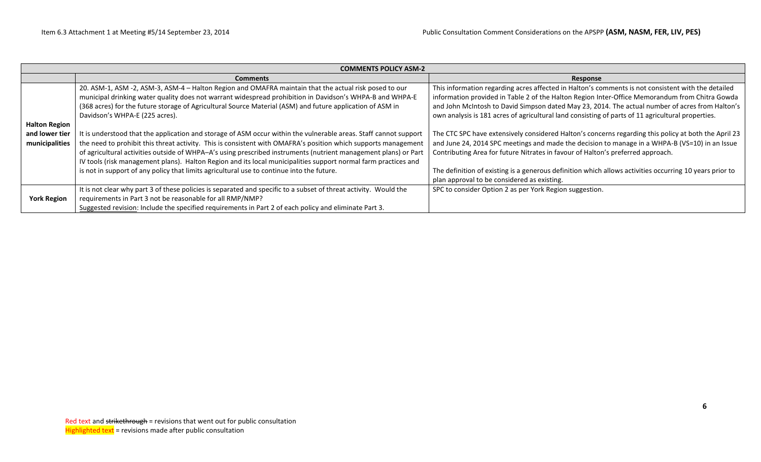| COMMENTS POLICY ASM-2 | | |
|---|---|---|
| | **Comments** | **Response** |
| **Halton Region and lower tier municipalities** | 20. ASM-1, ASM -2, ASM-3, ASM-4 – Halton Region and OMAFRA maintain that the actual risk posed to our municipal drinking water quality does not warrant widespread prohibition in Davidson's WHPA-B and WHPA-E (368 acres) for the future storage of Agricultural Source Material (ASM) and future application of ASM in Davidson's WHPA-E (225 acres).<br><br>It is understood that the application and storage of ASM occur within the vulnerable areas. Staff cannot support the need to prohibit this threat activity. This is consistent with OMAFRA's position which supports management of agricultural activities outside of WHPA–A's using prescribed instruments (nutrient management plans) or Part IV tools (risk management plans). Halton Region and its local municipalities support normal farm practices and is not in support of any policy that limits agricultural use to continue into the future. | This information regarding acres affected in Halton's comments is not consistent with the detailed information provided in Table 2 of the Halton Region Inter-Office Memorandum from Chitra Gowda and John McIntosh to David Simpson dated May 23, 2014. The actual number of acres from Halton's own analysis is 181 acres of agricultural land consisting of parts of 11 agricultural properties.<br><br>The CTC SPC have extensively considered Halton's concerns regarding this policy at both the April 23 and June 24, 2014 SPC meetings and made the decision to manage in a WHPA-B (VS=10) in an Issue Contributing Area for future Nitrates in favour of Halton's preferred approach.<br><br>The definition of existing is a generous definition which allows activities occurring 10 years prior to plan approval to be considered as existing. |
| **York Region** | It is not clear why part 3 of these policies is separated and specific to a subset of threat activity. Would the requirements in Part 3 not be reasonable for all RMP/NMP?<br>Suggested revision: Include the specified requirements in Part 2 of each policy and eliminate Part 3. | SPC to consider Option 2 as per York Region suggestion. |

Red text and ~~strikethrough~~ = revisions that went out for public consultation
Highlighted text = revisions made after public consultation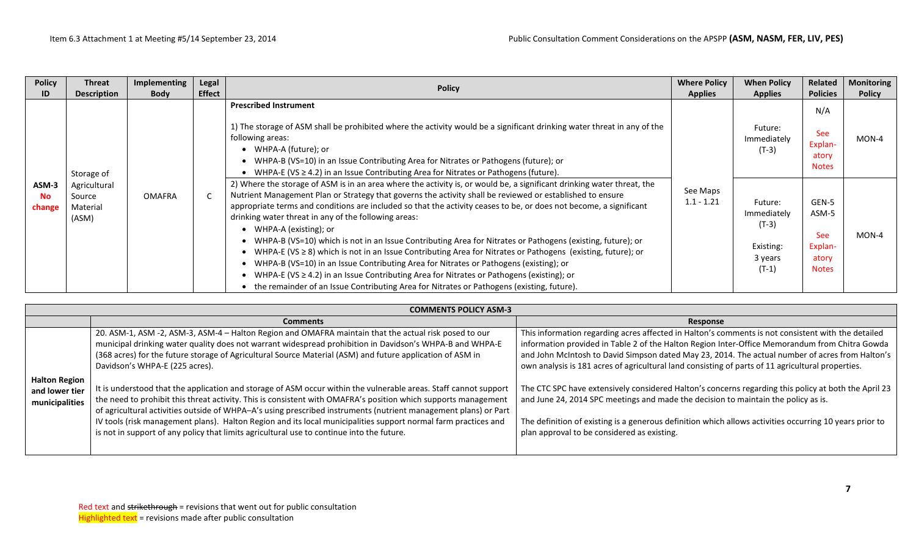| Policy ID | Threat Description | Implementing Body | Legal Effect | Policy | Where Policy Applies | When Policy Applies | Related Policies | Monitoring Policy |
|---|---|---|---|---|---|---|---|---|
| ASM-3 No change | Storage of Agricultural Source Material (ASM) | OMAFRA | C | **Prescribed Instrument**<br><br>1) The storage of ASM shall be prohibited where the activity would be a significant drinking water threat in any of the following areas:<br>• WHPA-A (future); or<br>• WHPA-B (VS=10) in an Issue Contributing Area for Nitrates or Pathogens (future); or<br>• WHPA-E (VS ≥ 4.2) in an Issue Contributing Area for Nitrates or Pathogens (future). | See Maps 1.1 - 1.21 | Future: Immediately (T-3) | N/A<br><br>See Explan-atory Notes | MON-4 |
| | | | | 2) Where the storage of ASM is in an area where the activity is, or would be, a significant drinking water threat, the Nutrient Management Plan or Strategy that governs the activity shall be reviewed or established to ensure appropriate terms and conditions are included so that the activity ceases to be, or does not become, a significant drinking water threat in any of the following areas:<br>• WHPA-A (existing); or<br>• WHPA-B (VS=10) which is not in an Issue Contributing Area for Nitrates or Pathogens (existing, future); or<br>• WHPA-E (VS ≥ 8) which is not in an Issue Contributing Area for Nitrates or Pathogens (existing, future); or<br>• WHPA-B (VS=10) in an Issue Contributing Area for Nitrates or Pathogens (existing); or<br>• WHPA-E (VS ≥ 4.2) in an Issue Contributing Area for Nitrates or Pathogens (existing); or<br>• the remainder of an Issue Contributing Area for Nitrates or Pathogens (existing, future). | | Future: Immediately (T-3)<br><br>Existing: 3 years (T-1) | GEN-5<br>ASM-5<br><br>See Explan-atory Notes | MON-4 |

| COMMENTS POLICY ASM-3 | | |
|---|---|---|
| | **Comments** | **Response** |
| **Halton Region and lower tier municipalities** | 20. ASM-1, ASM -2, ASM-3, ASM-4 – Halton Region and OMAFRA maintain that the actual risk posed to our municipal drinking water quality does not warrant widespread prohibition in Davidson's WHPA-B and WHPA-E (368 acres) for the future storage of Agricultural Source Material (ASM) and future application of ASM in Davidson's WHPA-E (225 acres).<br><br>It is understood that the application and storage of ASM occur within the vulnerable areas. Staff cannot support the need to prohibit this threat activity. This is consistent with OMAFRA's position which supports management of agricultural activities outside of WHPA–A's using prescribed instruments (nutrient management plans) or Part IV tools (risk management plans). Halton Region and its local municipalities support normal farm practices and is not in support of any policy that limits agricultural use to continue into the future. | This information regarding acres affected in Halton's comments is not consistent with the detailed information provided in Table 2 of the Halton Region Inter-Office Memorandum from Chitra Gowda and John McIntosh to David Simpson dated May 23, 2014. The actual number of acres from Halton's own analysis is 181 acres of agricultural land consisting of parts of 11 agricultural properties.<br><br>The CTC SPC have extensively considered Halton's concerns regarding this policy at both the April 23 and June 24, 2014 SPC meetings and made the decision to maintain the policy as is.<br><br>The definition of existing is a generous definition which allows activities occurring 10 years prior to plan approval to be considered as existing. |

Red text and ~~strikethrough~~ = revisions that went out for public consultation
Highlighted text = revisions made after public consultation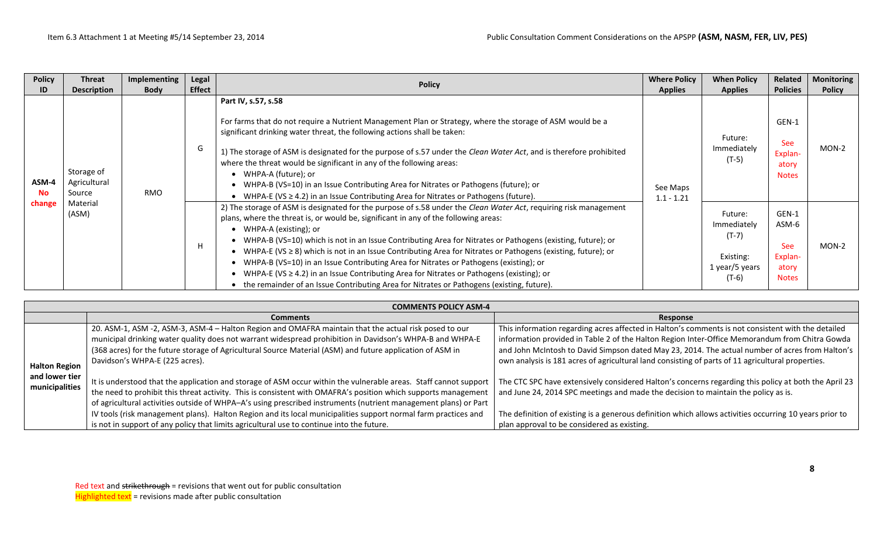| Policy ID | Threat Description | Implementing Body | Legal Effect | Policy | Where Policy Applies | When Policy Applies | Related Policies | Monitoring Policy |
|---|---|---|---|---|---|---|---|---|
| ASM-4 No change | Storage of Agricultural Source Material (ASM) | RMO | G | Part IV, s.57, s.58<br><br>For farms that do not require a Nutrient Management Plan or Strategy, where the storage of ASM would be a significant drinking water threat, the following actions shall be taken:<br><br>1) The storage of ASM is designated for the purpose of s.57 under the *Clean Water Act*, and is therefore prohibited where the threat would be significant in any of the following areas:<br>• WHPA-A (future); or<br>• WHPA-B (VS=10) in an Issue Contributing Area for Nitrates or Pathogens (future); or<br>• WHPA-E (VS ≥ 4.2) in an Issue Contributing Area for Nitrates or Pathogens (future). | See Maps 1.1 - 1.21 | Future: Immediately (T-5) | GEN-1<br>See Explanatory Notes | MON-2 |
| | | | H | 2) The storage of ASM is designated for the purpose of s.58 under the *Clean Water Act*, requiring risk management plans, where the threat is, or would be, significant in any of the following areas:<br>• WHPA-A (existing); or<br>• WHPA-B (VS=10) which is not in an Issue Contributing Area for Nitrates or Pathogens (existing, future); or<br>• WHPA-E (VS ≥ 8) which is not in an Issue Contributing Area for Nitrates or Pathogens (existing, future); or<br>• WHPA-B (VS=10) in an Issue Contributing Area for Nitrates or Pathogens (existing); or<br>• WHPA-E (VS ≥ 4.2) in an Issue Contributing Area for Nitrates or Pathogens (existing); or<br>• the remainder of an Issue Contributing Area for Nitrates or Pathogens (existing, future). | | Future: Immediately (T-7)<br><br>Existing: 1 year/5 years (T-6) | GEN-1<br>ASM-6<br><br>See Explanatory Notes | MON-2 |

| COMMENTS POLICY ASM-4 | | |
|---|---|---|
| | **Comments** | **Response** |
| **Halton Region and lower tier municipalities** | 20. ASM-1, ASM -2, ASM-3, ASM-4 – Halton Region and OMAFRA maintain that the actual risk posed to our municipal drinking water quality does not warrant widespread prohibition in Davidson's WHPA-B and WHPA-E (368 acres) for the future storage of Agricultural Source Material (ASM) and future application of ASM in Davidson's WHPA-E (225 acres).<br><br>It is understood that the application and storage of ASM occur within the vulnerable areas. Staff cannot support the need to prohibit this threat activity. This is consistent with OMAFRA's position which supports management of agricultural activities outside of WHPA–A's using prescribed instruments (nutrient management plans) or Part IV tools (risk management plans). Halton Region and its local municipalities support normal farm practices and is not in support of any policy that limits agricultural use to continue into the future. | This information regarding acres affected in Halton's comments is not consistent with the detailed information provided in Table 2 of the Halton Region Inter-Office Memorandum from Chitra Gowda and John McIntosh to David Simpson dated May 23, 2014. The actual number of acres from Halton's own analysis is 181 acres of agricultural land consisting of parts of 11 agricultural properties.<br><br>The CTC SPC have extensively considered Halton's concerns regarding this policy at both the April 23 and June 24, 2014 SPC meetings and made the decision to maintain the policy as is.<br><br>The definition of existing is a generous definition which allows activities occurring 10 years prior to plan approval to be considered as existing. |

Red text and ~~strikethrough~~ = revisions that went out for public consultation
Highlighted text = revisions made after public consultation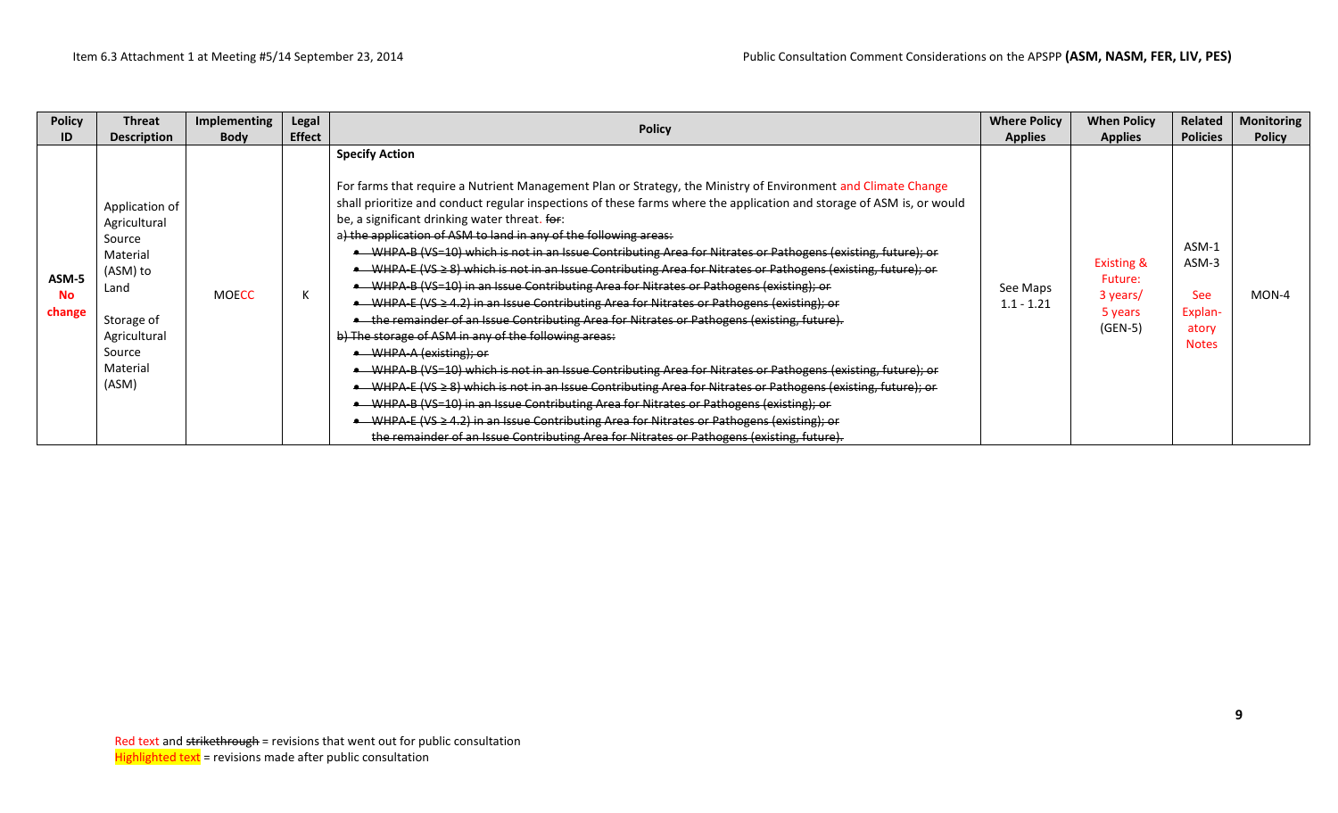| Policy ID | Threat Description | Implementing Body | Legal Effect | Policy | Where Policy Applies | When Policy Applies | Related Policies | Monitoring Policy |
|---|---|---|---|---|---|---|---|---|
| ASM-5 No change | Application of Agricultural Source Material (ASM) to Land<br><br>Storage of Agricultural Source Material (ASM) | MOECC | K | **Specify Action**<br><br>For farms that require a Nutrient Management Plan or Strategy, the Ministry of Environment and Climate Change shall prioritize and conduct regular inspections of these farms where the application and storage of ASM is, or would be, a significant drinking water threat. ~~for~~:<br>~~a) the application of ASM to land in any of the following areas:~~<br>~~• WHPA-B (VS=10) which is not in an Issue Contributing Area for Nitrates or Pathogens (existing, future); or~~<br>~~• WHPA-E (VS ≥ 8) which is not in an Issue Contributing Area for Nitrates or Pathogens (existing, future); or~~<br>~~• WHPA-B (VS=10) in an Issue Contributing Area for Nitrates or Pathogens (existing); or~~<br>~~• WHPA-E (VS ≥ 4.2) in an Issue Contributing Area for Nitrates or Pathogens (existing); or~~<br>~~• the remainder of an Issue Contributing Area for Nitrates or Pathogens (existing, future).~~<br>~~b) The storage of ASM in any of the following areas:~~<br>~~• WHPA-A (existing); or~~<br>~~• WHPA-B (VS=10) which is not in an Issue Contributing Area for Nitrates or Pathogens (existing, future); or~~<br>~~• WHPA-E (VS ≥ 8) which is not in an Issue Contributing Area for Nitrates or Pathogens (existing, future); or~~<br>~~• WHPA-B (VS=10) in an Issue Contributing Area for Nitrates or Pathogens (existing); or~~<br>~~• WHPA-E (VS ≥ 4.2) in an Issue Contributing Area for Nitrates or Pathogens (existing); or~~<br>~~the remainder of an Issue Contributing Area for Nitrates or Pathogens (existing, future).~~ | See Maps 1.1 - 1.21 | Existing & Future: 3 years/ 5 years (GEN-5) | ASM-1<br>ASM-3<br><br>See Explanatory Notes | MON-4 |

Red text and ~~strikethrough~~ = revisions that went out for public consultation
Highlighted text = revisions made after public consultation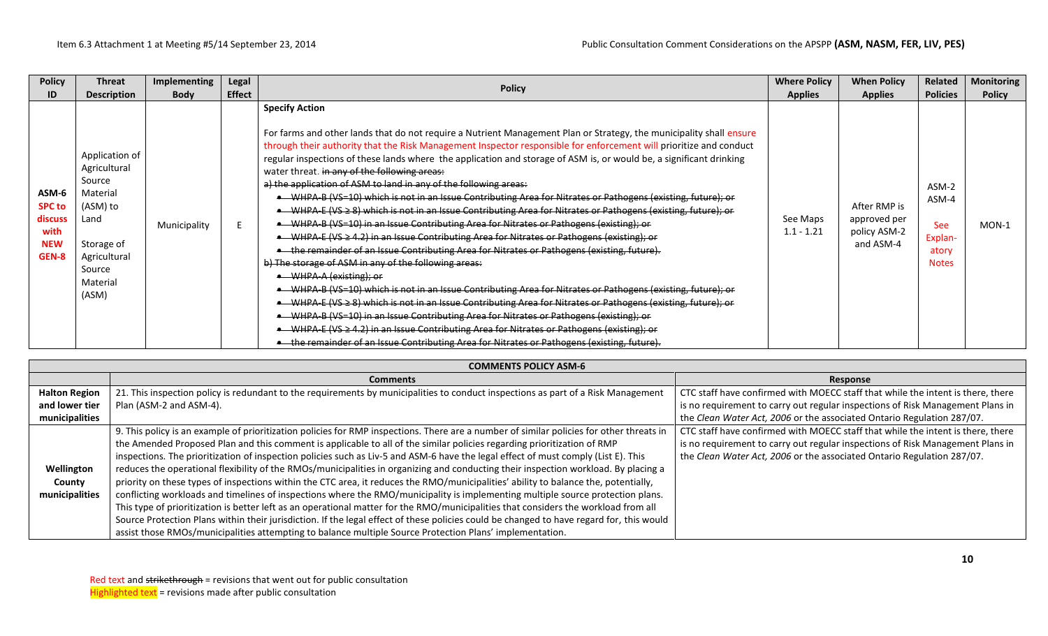| Policy ID | Threat Description | Implementing Body | Legal Effect | Policy | Where Policy Applies | When Policy Applies | Related Policies | Monitoring Policy |
|---|---|---|---|---|---|---|---|---|
| ASM-6 SPC to discuss with NEW GEN-8 | Application of Agricultural Source Material (ASM) to Land<br><br>Storage of Agricultural Source Material (ASM) | Municipality | E | **Specify Action**<br><br>For farms and other lands that do not require a Nutrient Management Plan or Strategy, the municipality shall ensure through their authority that the Risk Management Inspector responsible for enforcement will prioritize and conduct regular inspections of these lands where the application and storage of ASM is, or would be, a significant drinking water threat. ~~in any of the following areas:~~<br>~~a) the application of ASM to land in any of the following areas:~~<br>~~• WHPA-B (VS=10) which is not in an Issue Contributing Area for Nitrates or Pathogens (existing, future); or~~<br>~~• WHPA-E (VS ≥ 8) which is not in an Issue Contributing Area for Nitrates or Pathogens (existing, future); or~~<br>~~• WHPA-B (VS=10) in an Issue Contributing Area for Nitrates or Pathogens (existing); or~~<br>~~• WHPA-E (VS ≥ 4.2) in an Issue Contributing Area for Nitrates or Pathogens (existing); or~~<br>~~• the remainder of an Issue Contributing Area for Nitrates or Pathogens (existing, future).~~<br>~~b) The storage of ASM in any of the following areas:~~<br>~~• WHPA-A (existing); or~~<br>~~• WHPA-B (VS=10) which is not in an Issue Contributing Area for Nitrates or Pathogens (existing, future); or~~<br>~~• WHPA-E (VS ≥ 8) which is not in an Issue Contributing Area for Nitrates or Pathogens (existing, future); or~~<br>~~• WHPA-B (VS=10) in an Issue Contributing Area for Nitrates or Pathogens (existing); or~~<br>~~• WHPA-E (VS ≥ 4.2) in an Issue Contributing Area for Nitrates or Pathogens (existing); or~~<br>~~• the remainder of an Issue Contributing Area for Nitrates or Pathogens (existing, future).~~ | See Maps 1.1 - 1.21 | After RMP is approved per policy ASM-2 and ASM-4 | ASM-2<br>ASM-4<br><br>See Explanatory Notes | MON-1 |

| COMMENTS POLICY ASM-6 | | |
|---|---|---|
| | **Comments** | **Response** |
| **Halton Region and lower tier municipalities** | 21. This inspection policy is redundant to the requirements by municipalities to conduct inspections as part of a Risk Management Plan (ASM-2 and ASM-4). | CTC staff have confirmed with MOECC staff that while the intent is there, there is no requirement to carry out regular inspections of Risk Management Plans in the *Clean Water Act, 2006* or the associated Ontario Regulation 287/07. |
| **Wellington County municipalities** | 9. This policy is an example of prioritization policies for RMP inspections. There are a number of similar policies for other threats in the Amended Proposed Plan and this comment is applicable to all of the similar policies regarding prioritization of RMP inspections. The prioritization of inspection policies such as Liv-5 and ASM-6 have the legal effect of must comply (List E). This reduces the operational flexibility of the RMOs/municipalities in organizing and conducting their inspection workload. By placing a priority on these types of inspections within the CTC area, it reduces the RMO/municipalities' ability to balance the, potentially, conflicting workloads and timelines of inspections where the RMO/municipality is implementing multiple source protection plans. This type of prioritization is better left as an operational matter for the RMO/municipalities that considers the workload from all Source Protection Plans within their jurisdiction. If the legal effect of these policies could be changed to have regard for, this would assist those RMOs/municipalities attempting to balance multiple Source Protection Plans' implementation. | CTC staff have confirmed with MOECC staff that while the intent is there, there is no requirement to carry out regular inspections of Risk Management Plans in the *Clean Water Act, 2006* or the associated Ontario Regulation 287/07. |

Red text and ~~strikethrough~~ = revisions that went out for public consultation
Highlighted text = revisions made after public consultation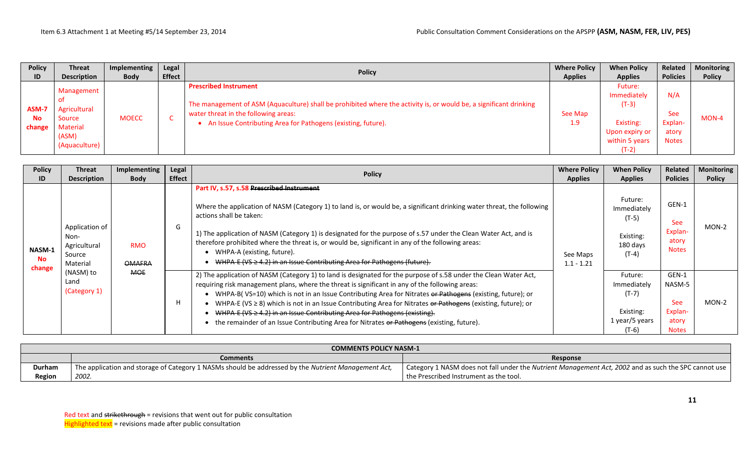| Policy ID | Threat Description | Implementing Body | Legal Effect | Policy | Where Policy Applies | When Policy Applies | Related Policies | Monitoring Policy |
|---|---|---|---|---|---|---|---|---|
| ASM-7 No change | Management of Agricultural Source Material (ASM) (Aquaculture) | MOECC | C | **Prescribed Instrument**<br><br>The management of ASM (Aquaculture) shall be prohibited where the activity is, or would be, a significant drinking water threat in the following areas:<br>• An Issue Contributing Area for Pathogens (existing, future). | See Map 1.9 | Future: Immediately (T-3)<br><br>Existing: Upon expiry or within 5 years (T-2) | N/A<br><br>See Explanatory Notes | MON-4 |

| Policy ID | Threat Description | Implementing Body | Legal Effect | Policy | Where Policy Applies | When Policy Applies | Related Policies | Monitoring Policy |
|---|---|---|---|---|---|---|---|---|
| NASM-1 No change | Application of Non-Agricultural Source Material (NASM) to Land (Category 1) | RMO<br><br>~~OMAFRA~~<br>~~MOE~~ | G | **Part IV, s.57, s.58** ~~**Prescribed Instrument**~~<br><br>Where the application of NASM (Category 1) to land is, or would be, a significant drinking water threat, the following actions shall be taken:<br><br>1) The application of NASM (Category 1) is designated for the purpose of s.57 under the Clean Water Act, and is therefore prohibited where the threat is, or would be, significant in any of the following areas:<br>• WHPA-A (existing, future).<br>• ~~WHPA-E (VS ≥ 4.2) in an Issue Contributing Area for Pathogens (future).~~ | See Maps 1.1 - 1.21 | Future: Immediately (T-5)<br><br>Existing: 180 days (T-4) | GEN-1<br><br>See Explanatory Notes | MON-2 |
| | | | H | 2) The application of NASM (Category 1) to land is designated for the purpose of s.58 under the Clean Water Act, requiring risk management plans, where the threat is significant in any of the following areas:<br>• WHPA-B( VS=10) which is not in an Issue Contributing Area for Nitrates ~~or Pathogens~~ (existing, future); or<br>• WHPA-E (VS ≥ 8) which is not in an Issue Contributing Area for Nitrates ~~or Pathogens~~ (existing, future); or<br>• ~~WHPA-E (VS ≥ 4.2) in an Issue Contributing Area for Pathogens (existing).~~<br>• the remainder of an Issue Contributing Area for Nitrates ~~or Pathogens~~ (existing, future). | | Future: Immediately (T-7)<br><br>Existing: 1 year/5 years (T-6) | GEN-1<br>NASM-5<br><br>See Explanatory Notes | MON-2 |

| COMMENTS POLICY NASM-1 | | |
|---|---|---|
| | **Comments** | **Response** |
| **Durham Region** | The application and storage of Category 1 NASMs should be addressed by the *Nutrient Management Act, 2002.* | Category 1 NASM does not fall under the *Nutrient Management Act, 2002* and as such the SPC cannot use the Prescribed Instrument as the tool. |

Red text and ~~strikethrough~~ = revisions that went out for public consultation
Highlighted text = revisions made after public consultation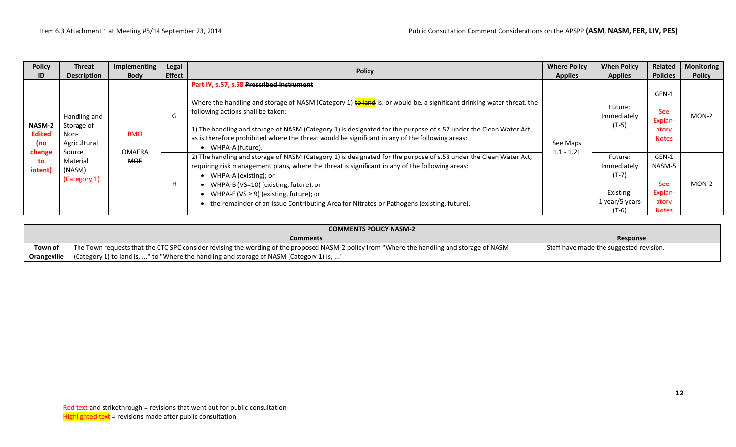| Policy ID | Threat Description | Implementing Body | Legal Effect | Policy | Where Policy Applies | When Policy Applies | Related Policies | Monitoring Policy |
|---|---|---|---|---|---|---|---|---|
| NASM-2 Edited (no change to intent) | Handling and Storage of Non-Agricultural Source Material (NASM) (Category 1) | RMO ~~OMAFRA~~ ~~MOE~~ | G | Part IV, s.57, s.58 ~~Prescribed Instrument~~<br><br>Where the handling and storage of NASM (Category 1) ~~to land~~ is, or would be, a significant drinking water threat, the following actions shall be taken:<br><br>1) The handling and storage of NASM (Category 1) is designated for the purpose of s.57 under the Clean Water Act, as is therefore prohibited where the threat would be significant in any of the following areas:<br>• WHPA-A (future). | See Maps 1.1 - 1.21 | Future: Immediately (T-5) | GEN-1<br><br>See Explan-atory Notes | MON-2 |
| | | | H | 2) The handling and storage of NASM (Category 1) is designated for the purpose of s.58 under the Clean Water Act, requiring risk management plans, where the threat is significant in any of the following areas:<br>• WHPA-A (existing); or<br>• WHPA-B (VS=10) (existing, future); or<br>• WHPA-E (VS ≥ 9) (existing, future); or<br>• the remainder of an Issue Contributing Area for Nitrates ~~or Pathogens~~ (existing, future). | | Future: Immediately (T-7)<br><br>Existing: 1 year/5 years (T-6) | GEN-1<br>NASM-5<br><br>See Explan-atory Notes | MON-2 |

| COMMENTS POLICY NASM-2 | | |
|---|---|---|
| | **Comments** | **Response** |
| **Town of Orangeville** | The Town requests that the CTC SPC consider revising the wording of the proposed NASM-2 policy from "Where the handling and storage of NASM (Category 1) to land is, ..." to "Where the handling and storage of NASM (Category 1) is, ..." | Staff have made the suggested revision. |

Red text and ~~strikethrough~~ = revisions that went out for public consultation
Highlighted text = revisions made after public consultation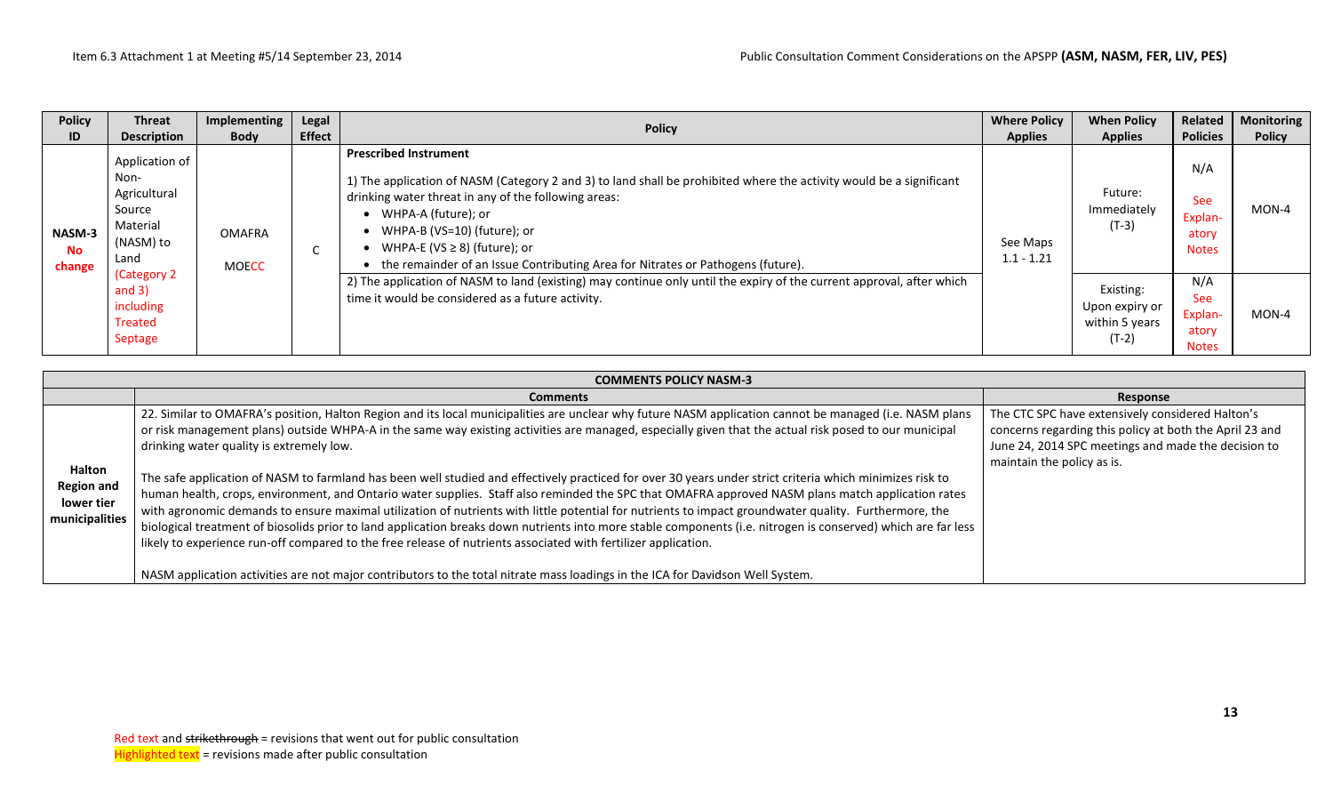| Policy ID | Threat Description | Implementing Body | Legal Effect | Policy | Where Policy Applies | When Policy Applies | Related Policies | Monitoring Policy |
|---|---|---|---|---|---|---|---|---|
| **NASM-3 No change** | Application of Non-Agricultural Source Material (NASM) to Land (Category 2 and 3) including Treated Septage | OMAFRA MOECC | C | **Prescribed Instrument**<br><br>1) The application of NASM (Category 2 and 3) to land shall be prohibited where the activity would be a significant drinking water threat in any of the following areas:<br>• WHPA-A (future); or<br>• WHPA-B (VS=10) (future); or<br>• WHPA-E (VS ≥ 8) (future); or<br>• the remainder of an Issue Contributing Area for Nitrates or Pathogens (future). | See Maps 1.1 - 1.21 | Future: Immediately (T-3) | N/A See Explan-atory Notes | MON-4 |
| | | | | 2) The application of NASM to land (existing) may continue only until the expiry of the current approval, after which time it would be considered as a future activity. | | Existing: Upon expiry or within 5 years (T-2) | N/A See Explan-atory Notes | MON-4 |

| COMMENTS POLICY NASM-3 | | |
|---|---|---|
| | **Comments** | **Response** |
| **Halton Region and lower tier municipalities** | 22. Similar to OMAFRA's position, Halton Region and its local municipalities are unclear why future NASM application cannot be managed (i.e. NASM plans or risk management plans) outside WHPA-A in the same way existing activities are managed, especially given that the actual risk posed to our municipal drinking water quality is extremely low.<br><br>The safe application of NASM to farmland has been well studied and effectively practiced for over 30 years under strict criteria which minimizes risk to human health, crops, environment, and Ontario water supplies. Staff also reminded the SPC that OMAFRA approved NASM plans match application rates with agronomic demands to ensure maximal utilization of nutrients with little potential for nutrients to impact groundwater quality. Furthermore, the biological treatment of biosolids prior to land application breaks down nutrients into more stable components (i.e. nitrogen is conserved) which are far less likely to experience run-off compared to the free release of nutrients associated with fertilizer application.<br><br>NASM application activities are not major contributors to the total nitrate mass loadings in the ICA for Davidson Well System. | The CTC SPC have extensively considered Halton's concerns regarding this policy at both the April 23 and June 24, 2014 SPC meetings and made the decision to maintain the policy as is. |

Red text and ~~strikethrough~~ = revisions that went out for public consultation
Highlighted text = revisions made after public consultation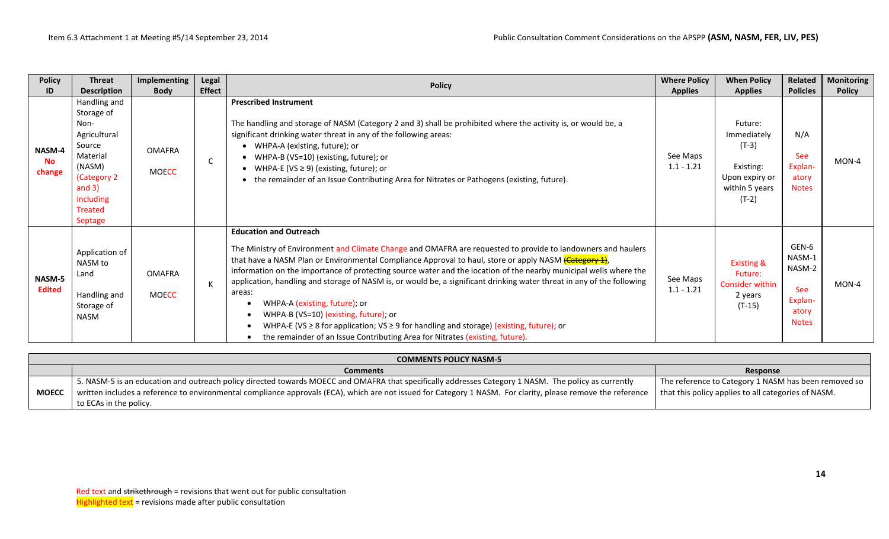| Policy ID | Threat Description | Implementing Body | Legal Effect | Policy | Where Policy Applies | When Policy Applies | Related Policies | Monitoring Policy |
|---|---|---|---|---|---|---|---|---|
| NASM-4 No change | Handling and Storage of Non-Agricultural Source Material (NASM) (Category 2 and 3) including Treated Septage | OMAFRA MOECC | C | **Prescribed Instrument** The handling and storage of NASM (Category 2 and 3) shall be prohibited where the activity is, or would be, a significant drinking water threat in any of the following areas: • WHPA-A (existing, future); or • WHPA-B (VS=10) (existing, future); or • WHPA-E (VS ≥ 9) (existing, future); or • the remainder of an Issue Contributing Area for Nitrates or Pathogens (existing, future). | See Maps 1.1 - 1.21 | Future: Immediately (T-3) Existing: Upon expiry or within 5 years (T-2) | N/A See Explanatory Notes | MON-4 |
| NASM-5 Edited | Application of NASM to Land Handling and Storage of NASM | OMAFRA MOECC | K | **Education and Outreach** The Ministry of Environment and Climate Change and OMAFRA are requested to provide to landowners and haulers that have a NASM Plan or Environmental Compliance Approval to haul, store or apply NASM ~~(Category 1)~~, information on the importance of protecting source water and the location of the nearby municipal wells where the application, handling and storage of NASM is, or would be, a significant drinking water threat in any of the following areas: • WHPA-A (existing, future); or • WHPA-B (VS=10) (existing, future); or • WHPA-E (VS ≥ 8 for application; VS ≥ 9 for handling and storage) (existing, future); or • the remainder of an Issue Contributing Area for Nitrates (existing, future). | See Maps 1.1 - 1.21 | Existing & Future: Consider within 2 years (T-15) | GEN-6 NASM-1 NASM-2 See Explanatory Notes | MON-4 |

| COMMENTS POLICY NASM-5 | | |
|---|---|---|
| | **Comments** | **Response** |
| **MOECC** | 5. NASM-5 is an education and outreach policy directed towards MOECC and OMAFRA that specifically addresses Category 1 NASM. The policy as currently written includes a reference to environmental compliance approvals (ECA), which are not issued for Category 1 NASM. For clarity, please remove the reference to ECAs in the policy. | The reference to Category 1 NASM has been removed so that this policy applies to all categories of NASM. |

Red text and ~~strikethrough~~ = revisions that went out for public consultation
Highlighted text = revisions made after public consultation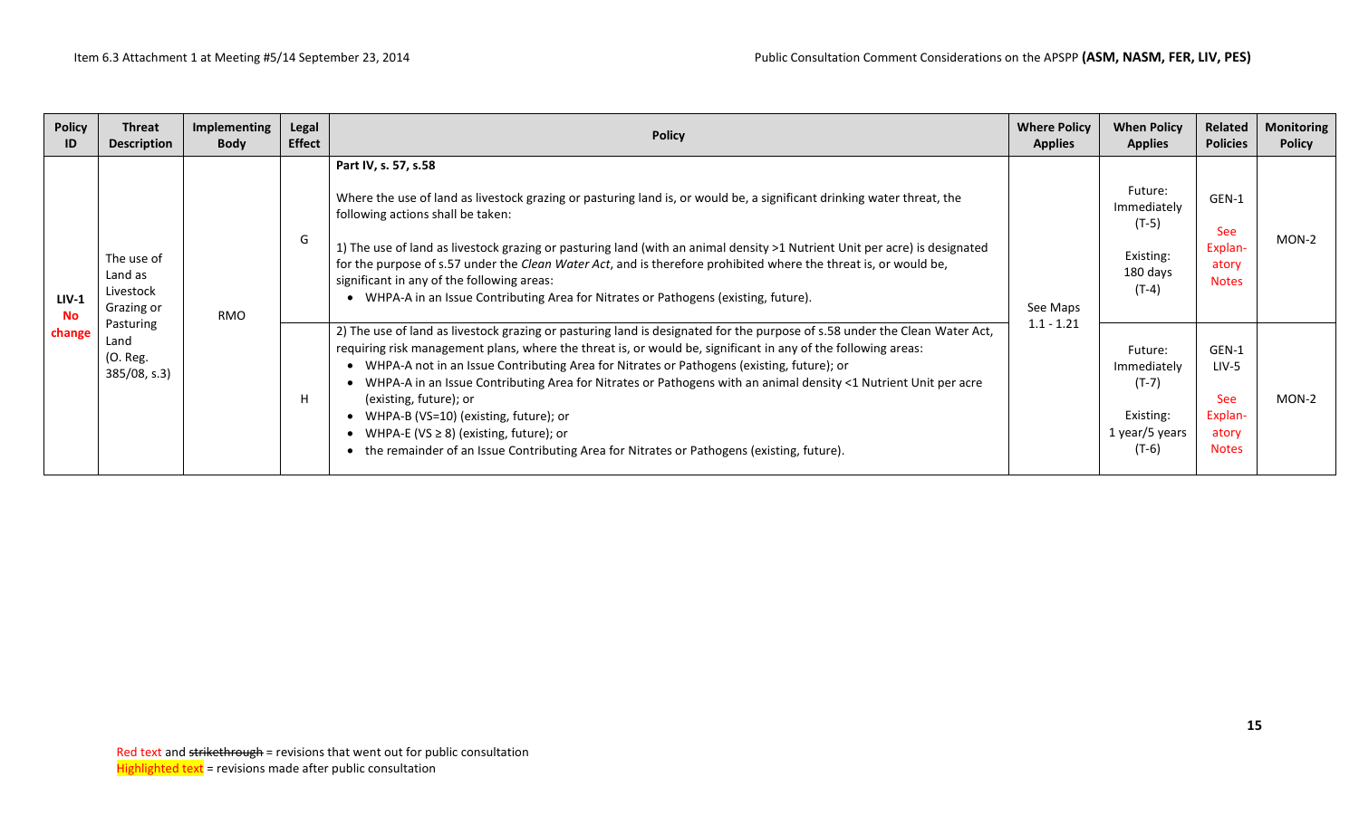| Policy ID | Threat Description | Implementing Body | Legal Effect | Policy | Where Policy Applies | When Policy Applies | Related Policies | Monitoring Policy |
|---|---|---|---|---|---|---|---|---|
| **LIV-1** **No change** | The use of Land as Livestock Grazing or Pasturing Land (O. Reg. 385/08, s.3) | RMO | G | **Part IV, s. 57, s.58**<br><br>Where the use of land as livestock grazing or pasturing land is, or would be, a significant drinking water threat, the following actions shall be taken:<br><br>1) The use of land as livestock grazing or pasturing land (with an animal density >1 Nutrient Unit per acre) is designated for the purpose of s.57 under the *Clean Water Act*, and is therefore prohibited where the threat is, or would be, significant in any of the following areas:<br>• WHPA-A in an Issue Contributing Area for Nitrates or Pathogens (existing, future). | See Maps 1.1 - 1.21 | Future: Immediately (T-5)<br><br>Existing: 180 days (T-4) | GEN-1<br>See Explan-atory Notes | MON-2 |
| | | | H | 2) The use of land as livestock grazing or pasturing land is designated for the purpose of s.58 under the Clean Water Act, requiring risk management plans, where the threat is, or would be, significant in any of the following areas:<br>• WHPA-A not in an Issue Contributing Area for Nitrates or Pathogens (existing, future); or<br>• WHPA-A in an Issue Contributing Area for Nitrates or Pathogens with an animal density <1 Nutrient Unit per acre (existing, future); or<br>• WHPA-B (VS=10) (existing, future); or<br>• WHPA-E (VS ≥ 8) (existing, future); or<br>• the remainder of an Issue Contributing Area for Nitrates or Pathogens (existing, future). | | Future: Immediately (T-7)<br><br>Existing: 1 year/5 years (T-6) | GEN-1<br>LIV-5<br>See Explan-atory Notes | MON-2 |

Red text and ~~strikethrough~~ = revisions that went out for public consultation
Highlighted text = revisions made after public consultation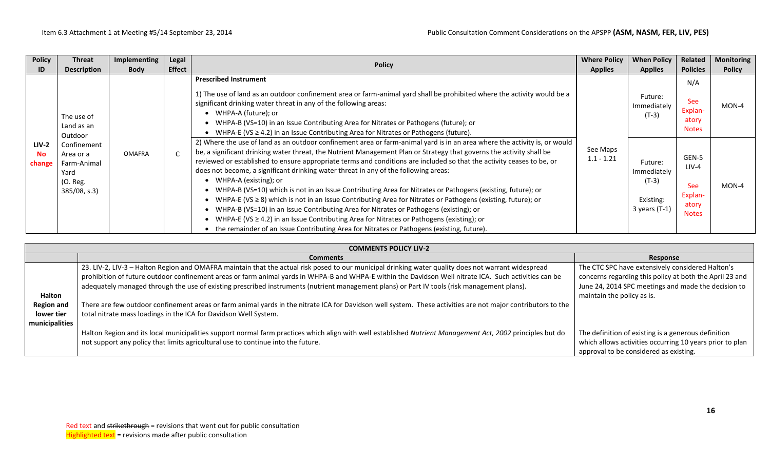| Policy ID | Threat Description | Implementing Body | Legal Effect | Policy | Where Policy Applies | When Policy Applies | Related Policies | Monitoring Policy |
|---|---|---|---|---|---|---|---|---|
| LIV-2 No change | The use of Land as an Outdoor Confinement Area or a Farm-Animal Yard (O. Reg. 385/08, s.3) | OMAFRA | C | **Prescribed Instrument**<br><br>1) The use of land as an outdoor confinement area or farm-animal yard shall be prohibited where the activity would be a significant drinking water threat in any of the following areas:<br>• WHPA-A (future); or<br>• WHPA-B (VS=10) in an Issue Contributing Area for Nitrates or Pathogens (future); or<br>• WHPA-E (VS ≥ 4.2) in an Issue Contributing Area for Nitrates or Pathogens (future). | See Maps 1.1 - 1.21 | Future: Immediately (T-3) | N/A<br><br>See Explanatory Notes | MON-4 |
| | | | | 2) Where the use of land as an outdoor confinement area or farm-animal yard is in an area where the activity is, or would be, a significant drinking water threat, the Nutrient Management Plan or Strategy that governs the activity shall be reviewed or established to ensure appropriate terms and conditions are included so that the activity ceases to be, or does not become, a significant drinking water threat in any of the following areas:<br>• WHPA-A (existing); or<br>• WHPA-B (VS=10) which is not in an Issue Contributing Area for Nitrates or Pathogens (existing, future); or<br>• WHPA-E (VS ≥ 8) which is not in an Issue Contributing Area for Nitrates or Pathogens (existing, future); or<br>• WHPA-B (VS=10) in an Issue Contributing Area for Nitrates or Pathogens (existing); or<br>• WHPA-E (VS ≥ 4.2) in an Issue Contributing Area for Nitrates or Pathogens (existing); or<br>• the remainder of an Issue Contributing Area for Nitrates or Pathogens (existing, future). | | Future: Immediately (T-3)<br><br>Existing: 3 years (T-1) | GEN-5<br>LIV-4<br><br>See Explanatory Notes | MON-4 |

| COMMENTS POLICY LIV-2 | | |
|---|---|---|
| | **Comments** | **Response** |
| **Halton Region and lower tier municipalities** | 23. LIV-2, LIV-3 – Halton Region and OMAFRA maintain that the actual risk posed to our municipal drinking water quality does not warrant widespread prohibition of future outdoor confinement areas or farm animal yards in WHPA-B and WHPA-E within the Davidson Well nitrate ICA. Such activities can be adequately managed through the use of existing prescribed instruments (nutrient management plans) or Part IV tools (risk management plans).<br><br>There are few outdoor confinement areas or farm animal yards in the nitrate ICA for Davidson well system. These activities are not major contributors to the total nitrate mass loadings in the ICA for Davidson Well System. | The CTC SPC have extensively considered Halton's concerns regarding this policy at both the April 23 and June 24, 2014 SPC meetings and made the decision to maintain the policy as is. |
| | Halton Region and its local municipalities support normal farm practices which align with well established *Nutrient Management Act, 2002* principles but do not support any policy that limits agricultural use to continue into the future. | The definition of existing is a generous definition which allows activities occurring 10 years prior to plan approval to be considered as existing. |

Red text and ~~strikethrough~~ = revisions that went out for public consultation
Highlighted text = revisions made after public consultation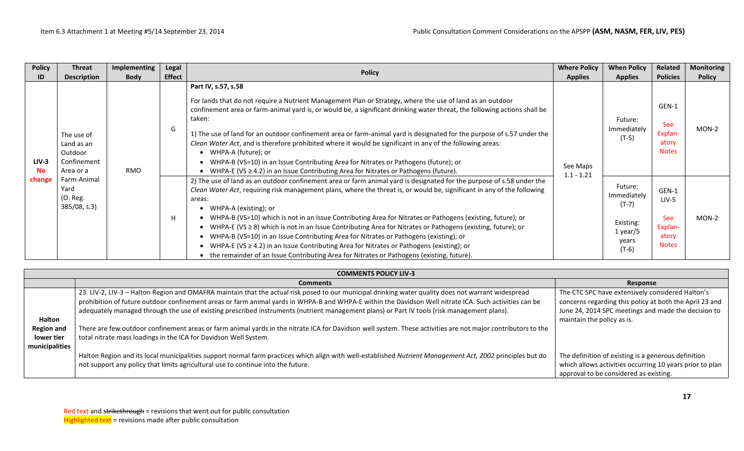| Policy ID | Threat Description | Implementing Body | Legal Effect | Policy | Where Policy Applies | When Policy Applies | Related Policies | Monitoring Policy |
|---|---|---|---|---|---|---|---|---|
| LIV-3 No change | The use of Land as an Outdoor Confinement Area or a Farm-Animal Yard (O. Reg. 385/08, s.3) | RMO | G | **Part IV, s.57, s.58**<br><br>For lands that do not require a Nutrient Management Plan or Strategy, where the use of land as an outdoor confinement area or farm-animal yard is, or would be, a significant drinking water threat, the following actions shall be taken:<br><br>1) The use of land for an outdoor confinement area or farm-animal yard is designated for the purpose of s.57 under the *Clean Water Act*, and is therefore prohibited where it would be significant in any of the following areas:<br>• WHPA-A (future); or<br>• WHPA-B (VS=10) in an Issue Contributing Area for Nitrates or Pathogens (future); or<br>• WHPA-E (VS ≥ 4.2) in an Issue Contributing Area for Nitrates or Pathogens (future). | See Maps 1.1 - 1.21 | Future: Immediately (T-5) | GEN-1<br><br>See Explanatory Notes | MON-2 |
| | | | H | 2) The use of land as an outdoor confinement area or farm animal yard is designated for the purpose of s.58 under the *Clean Water Act*, requiring risk management plans, where the threat is, or would be, significant in any of the following areas:<br>• WHPA-A (existing); or<br>• WHPA-B (VS=10) which is not in an Issue Contributing Area for Nitrates or Pathogens (existing, future); or<br>• WHPA-E (VS ≥ 8) which is not in an Issue Contributing Area for Nitrates or Pathogens (existing, future); or<br>• WHPA-B (VS=10) in an Issue Contributing Area for Nitrates or Pathogens (existing); or<br>• WHPA-E (VS ≥ 4.2) in an Issue Contributing Area for Nitrates or Pathogens (existing); or<br>• the remainder of an Issue Contributing Area for Nitrates or Pathogens (existing, future). | | Future: Immediately (T-7)<br><br>Existing: 1 year/5 years (T-6) | GEN-1<br>LIV-5<br><br>See Explanatory Notes | MON-2 |

| COMMENTS POLICY LIV-3 | | |
|---|---|---|
| | **Comments** | **Response** |
| **Halton Region and lower tier municipalities** | 23. LIV-2, LIV-3 – Halton Region and OMAFRA maintain that the actual risk posed to our municipal drinking water quality does not warrant widespread prohibition of future outdoor confinement areas or farm animal yards in WHPA-B and WHPA-E within the Davidson Well nitrate ICA. Such activities can be adequately managed through the use of existing prescribed instruments (nutrient management plans) or Part IV tools (risk management plans).<br><br>There are few outdoor confinement areas or farm animal yards in the nitrate ICA for Davidson Well system. These activities are not major contributors to the total nitrate mass loadings in the ICA for Davidson Well System.<br><br>Halton Region and its local municipalities support normal farm practices which align with well-established *Nutrient Management Act, 2002* principles but do not support any policy that limits agricultural use to continue into the future. | The CTC SPC have extensively considered Halton's concerns regarding this policy at both the April 23 and June 24, 2014 SPC meetings and made the decision to maintain the policy as is.<br><br>The definition of existing is a generous definition which allows activities occurring 10 years prior to plan approval to be considered as existing. |

Red text and ~~strikethrough~~ = revisions that went out for public consultation
Highlighted text = revisions made after public consultation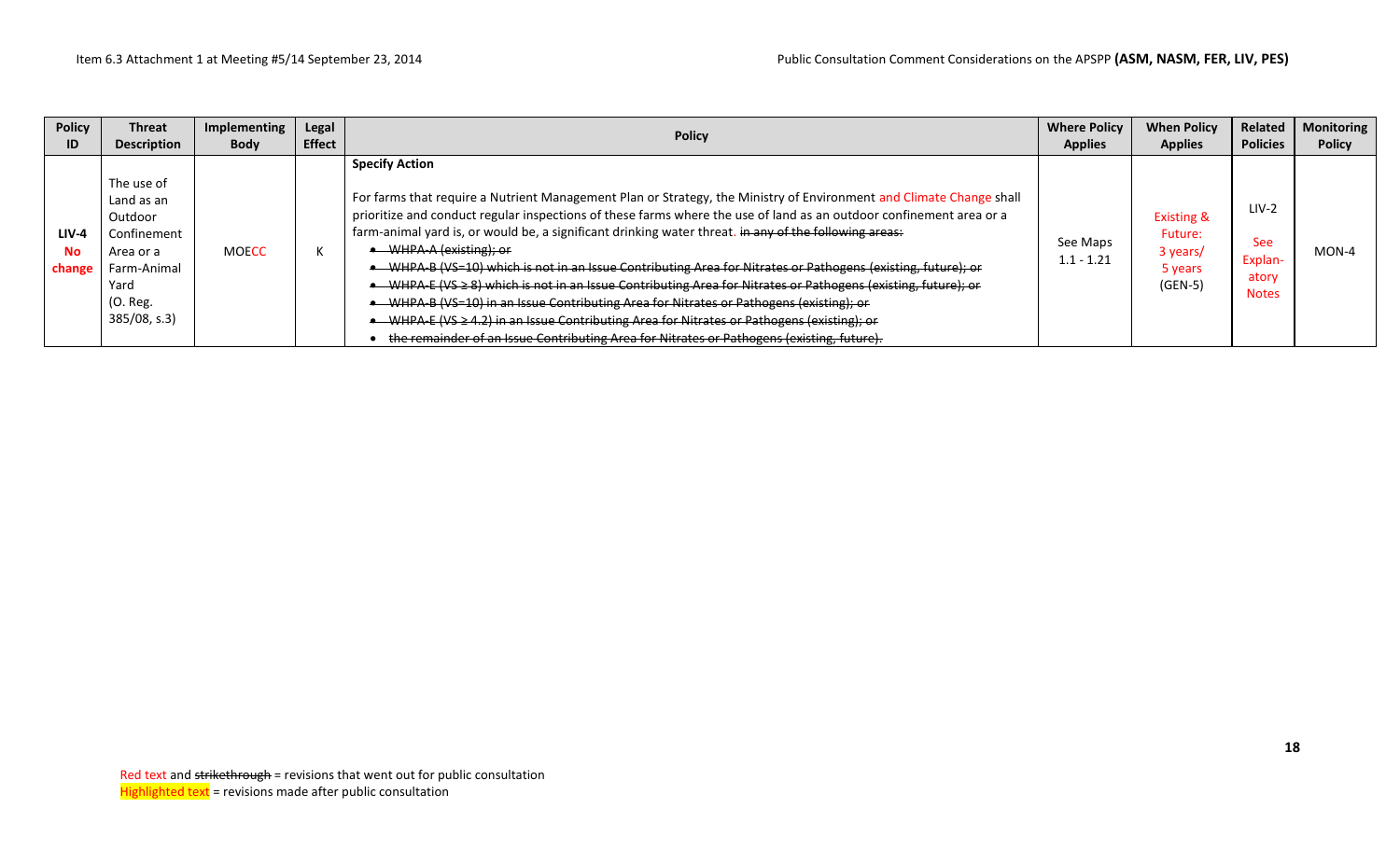| Policy ID | Threat Description | Implementing Body | Legal Effect | Policy | Where Policy Applies | When Policy Applies | Related Policies | Monitoring Policy |
|---|---|---|---|---|---|---|---|---|
| **LIV-4** **No change** | The use of Land as an Outdoor Confinement Area or a Farm-Animal Yard (O. Reg. 385/08, s.3) | MOECC | K | **Specify Action**<br><br>For farms that require a Nutrient Management Plan or Strategy, the Ministry of Environment and Climate Change shall prioritize and conduct regular inspections of these farms where the use of land as an outdoor confinement area or a farm-animal yard is, or would be, a significant drinking water threat. ~~in any of the following areas:~~<br>• ~~WHPA-A (existing); or~~<br>• ~~WHPA-B (VS=10) which is not in an Issue Contributing Area for Nitrates or Pathogens (existing, future); or~~<br>• ~~WHPA-E (VS ≥ 8) which is not in an Issue Contributing Area for Nitrates or Pathogens (existing, future); or~~<br>• ~~WHPA-B (VS=10) in an Issue Contributing Area for Nitrates or Pathogens (existing); or~~<br>• ~~WHPA-E (VS ≥ 4.2) in an Issue Contributing Area for Nitrates or Pathogens (existing); or~~<br>• ~~the remainder of an Issue Contributing Area for Nitrates or Pathogens (existing, future).~~ | See Maps 1.1 - 1.21 | Existing & Future: 3 years/ 5 years (GEN-5) | LIV-2<br>See Explanatory Notes | MON-4 |

Red text and ~~strikethrough~~ = revisions that went out for public consultation
Highlighted text = revisions made after public consultation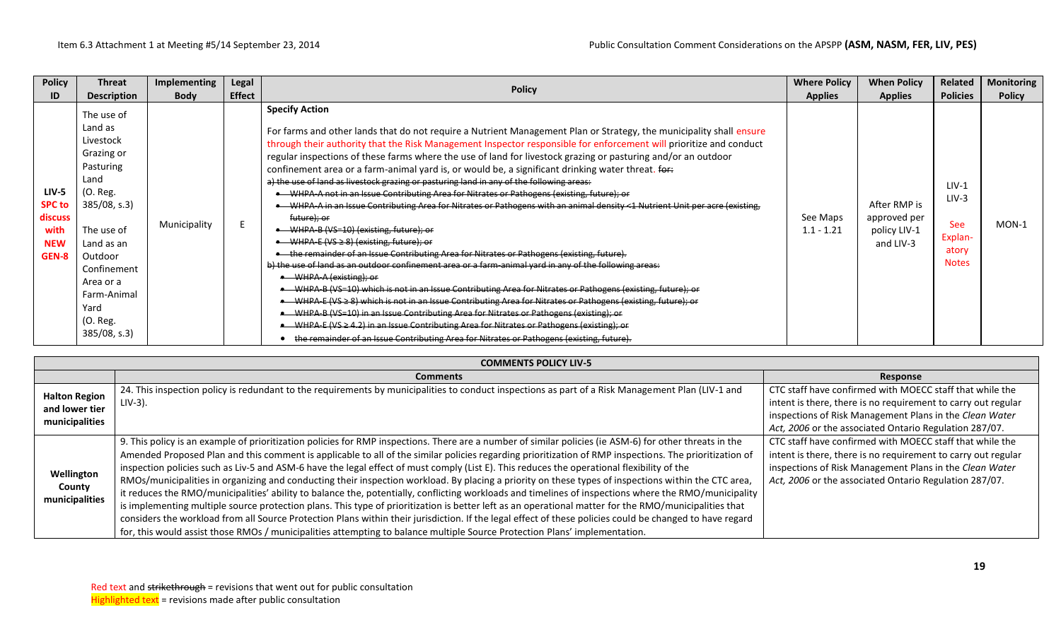| Policy ID | Threat Description | Implementing Body | Legal Effect | Policy | Where Policy Applies | When Policy Applies | Related Policies | Monitoring Policy |
|---|---|---|---|---|---|---|---|---|
| LIV-5 SPC to discuss with NEW GEN-8 | The use of Land as Livestock Grazing or Pasturing Land (O. Reg. 385/08, s.3) The use of Land as an Outdoor Confinement Area or a Farm-Animal Yard (O. Reg. 385/08, s.3) | Municipality | E | **Specify Action** For farms and other lands that do not require a Nutrient Management Plan or Strategy, the municipality shall ensure through their authority that the Risk Management Inspector responsible for enforcement will prioritize and conduct regular inspections of these farms where the use of land for livestock grazing or pasturing and/or an outdoor confinement area or a farm-animal yard is, or would be, a significant drinking water threat. ~~for:~~ ~~a) the use of land as livestock grazing or pasturing land in any of the following areas:~~ ~~• WHPA-A not in an Issue Contributing Area for Nitrates or Pathogens (existing, future); or~~ ~~• WHPA-A in an Issue Contributing Area for Nitrates or Pathogens with an animal density <1 Nutrient Unit per acre (existing, future); or~~ ~~• WHPA-B (VS=10) (existing, future); or~~ ~~• WHPA-E (VS ≥ 8) (existing, future); or~~ ~~• the remainder of an Issue Contributing Area for Nitrates or Pathogens (existing, future).~~ ~~b) the use of land as an outdoor confinement area or a farm-animal yard in any of the following areas:~~ ~~• WHPA-A (existing); or~~ ~~• WHPA-B (VS=10) which is not in an Issue Contributing Area for Nitrates or Pathogens (existing, future); or~~ ~~• WHPA-E (VS ≥ 8) which is not in an Issue Contributing Area for Nitrates or Pathogens (existing, future); or~~ ~~• WHPA-B (VS=10) in an Issue Contributing Area for Nitrates or Pathogens (existing); or~~ ~~• WHPA-E (VS ≥ 4.2) in an Issue Contributing Area for Nitrates or Pathogens (existing); or~~ ~~• the remainder of an Issue Contributing Area for Nitrates or Pathogens (existing, future).~~ | See Maps 1.1 - 1.21 | After RMP is approved per policy LIV-1 and LIV-3 | LIV-1 LIV-3 See Explanatory Notes | MON-1 |

| COMMENTS POLICY LIV-5 | | |
|---|---|---|
| | **Comments** | **Response** |
| **Halton Region and lower tier municipalities** | 24. This inspection policy is redundant to the requirements by municipalities to conduct inspections as part of a Risk Management Plan (LIV-1 and LIV-3). | CTC staff have confirmed with MOECC staff that while the intent is there, there is no requirement to carry out regular inspections of Risk Management Plans in the *Clean Water Act, 2006* or the associated Ontario Regulation 287/07. |
| **Wellington County municipalities** | 9. This policy is an example of prioritization policies for RMP inspections. There are a number of similar policies (ie ASM-6) for other threats in the Amended Proposed Plan and this comment is applicable to all of the similar policies regarding prioritization of RMP inspections. The prioritization of inspection policies such as Liv-5 and ASM-6 have the legal effect of must comply (List E). This reduces the operational flexibility of the RMOs/municipalities in organizing and conducting their inspection workload. By placing a priority on these types of inspections within the CTC area, it reduces the RMO/municipalities' ability to balance the, potentially, conflicting workloads and timelines of inspections where the RMO/municipality is implementing multiple source protection plans. This type of prioritization is better left as an operational matter for the RMO/municipalities that considers the workload from all Source Protection Plans within their jurisdiction. If the legal effect of these policies could be changed to have regard for, this would assist those RMOs / municipalities attempting to balance multiple Source Protection Plans' implementation. | CTC staff have confirmed with MOECC staff that while the intent is there, there is no requirement to carry out regular inspections of Risk Management Plans in the *Clean Water Act, 2006* or the associated Ontario Regulation 287/07. |

Red text and ~~strikethrough~~ = revisions that went out for public consultation
Highlighted text = revisions made after public consultation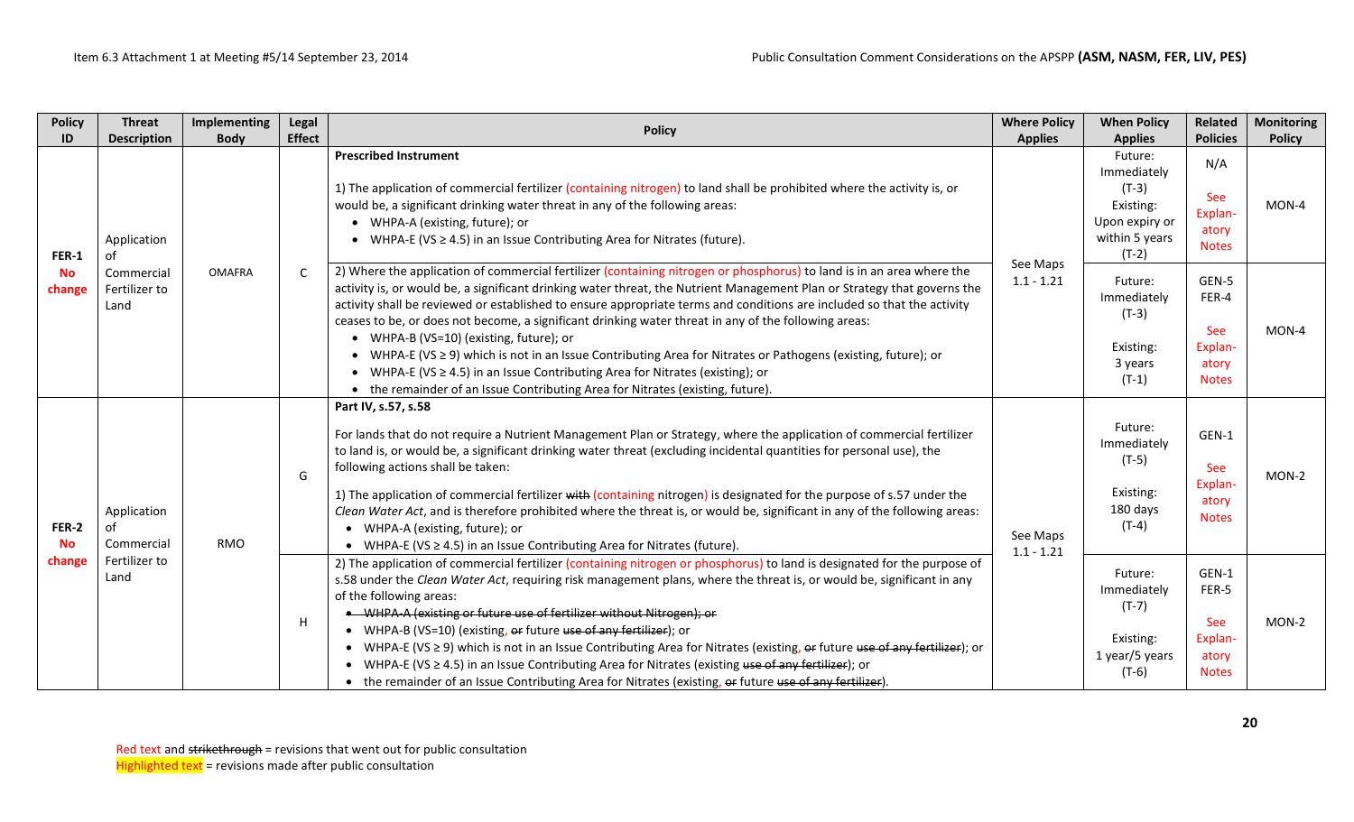| Policy ID | Threat Description | Implementing Body | Legal Effect | Policy | Where Policy Applies | When Policy Applies | Related Policies | Monitoring Policy |
|---|---|---|---|---|---|---|---|---|
| FER-1 **No change** | Application of Commercial Fertilizer to Land | OMAFRA | C | **Prescribed Instrument**<br><br>1) The application of commercial fertilizer (containing nitrogen) to land shall be prohibited where the activity is, or would be, a significant drinking water threat in any of the following areas:<br>• WHPA-A (existing, future); or<br>• WHPA-E (VS ≥ 4.5) in an Issue Contributing Area for Nitrates (future). | See Maps 1.1 - 1.21 | Future: Immediately (T-3)<br>Existing: Upon expiry or within 5 years (T-2) | N/A<br><br>See Explanatory Notes | MON-4 |
| | | | | 2) Where the application of commercial fertilizer (containing nitrogen or phosphorus) to land is in an area where the activity is, or would be, a significant drinking water threat, the Nutrient Management Plan or Strategy that governs the activity shall be reviewed or established to ensure appropriate terms and conditions are included so that the activity ceases to be, or does not become, a significant drinking water threat in any of the following areas:<br>• WHPA-B (VS=10) (existing, future); or<br>• WHPA-E (VS ≥ 9) which is not in an Issue Contributing Area for Nitrates or Pathogens (existing, future); or<br>• WHPA-E (VS ≥ 4.5) in an Issue Contributing Area for Nitrates (existing); or<br>• the remainder of an Issue Contributing Area for Nitrates (existing, future). | | Future: Immediately (T-3)<br><br>Existing: 3 years (T-1) | GEN-5<br>FER-4<br><br>See Explanatory Notes | MON-4 |
| FER-2 **No change** | Application of Commercial Fertilizer to Land | RMO | G | **Part IV, s.57, s.58**<br><br>For lands that do not require a Nutrient Management Plan or Strategy, where the application of commercial fertilizer to land is, or would be, a significant drinking water threat (excluding incidental quantities for personal use), the following actions shall be taken:<br><br>1) The application of commercial fertilizer ~~with~~ (containing nitrogen) is designated for the purpose of s.57 under the *Clean Water Act*, and is therefore prohibited where the threat is, or would be, significant in any of the following areas:<br>• WHPA-A (existing, future); or<br>• WHPA-E (VS ≥ 4.5) in an Issue Contributing Area for Nitrates (future). | See Maps 1.1 - 1.21 | Future: Immediately (T-5)<br><br>Existing: 180 days (T-4) | GEN-1<br><br>See Explanatory Notes | MON-2 |
| | | | H | 2) The application of commercial fertilizer (containing nitrogen or phosphorus) to land is designated for the purpose of s.58 under the *Clean Water Act*, requiring risk management plans, where the threat is, or would be, significant in any of the following areas:<br>• ~~WHPA-A (existing or future use of fertilizer without Nitrogen); or~~<br>• WHPA-B (VS=10) (existing, ~~or~~ future ~~use of any fertilizer~~); or<br>• WHPA-E (VS ≥ 9) which is not in an Issue Contributing Area for Nitrates (existing, ~~or~~ future ~~use of any fertilizer~~); or<br>• WHPA-E (VS ≥ 4.5) in an Issue Contributing Area for Nitrates (existing ~~use of any fertilizer~~); or<br>• the remainder of an Issue Contributing Area for Nitrates (existing, ~~or~~ future ~~use of any fertilizer~~). | | Future: Immediately (T-7)<br><br>Existing: 1 year/5 years (T-6) | GEN-1<br>FER-5<br><br>See Explanatory Notes | MON-2 |

Red text and ~~strikethrough~~ = revisions that went out for public consultation
Highlighted text = revisions made after public consultation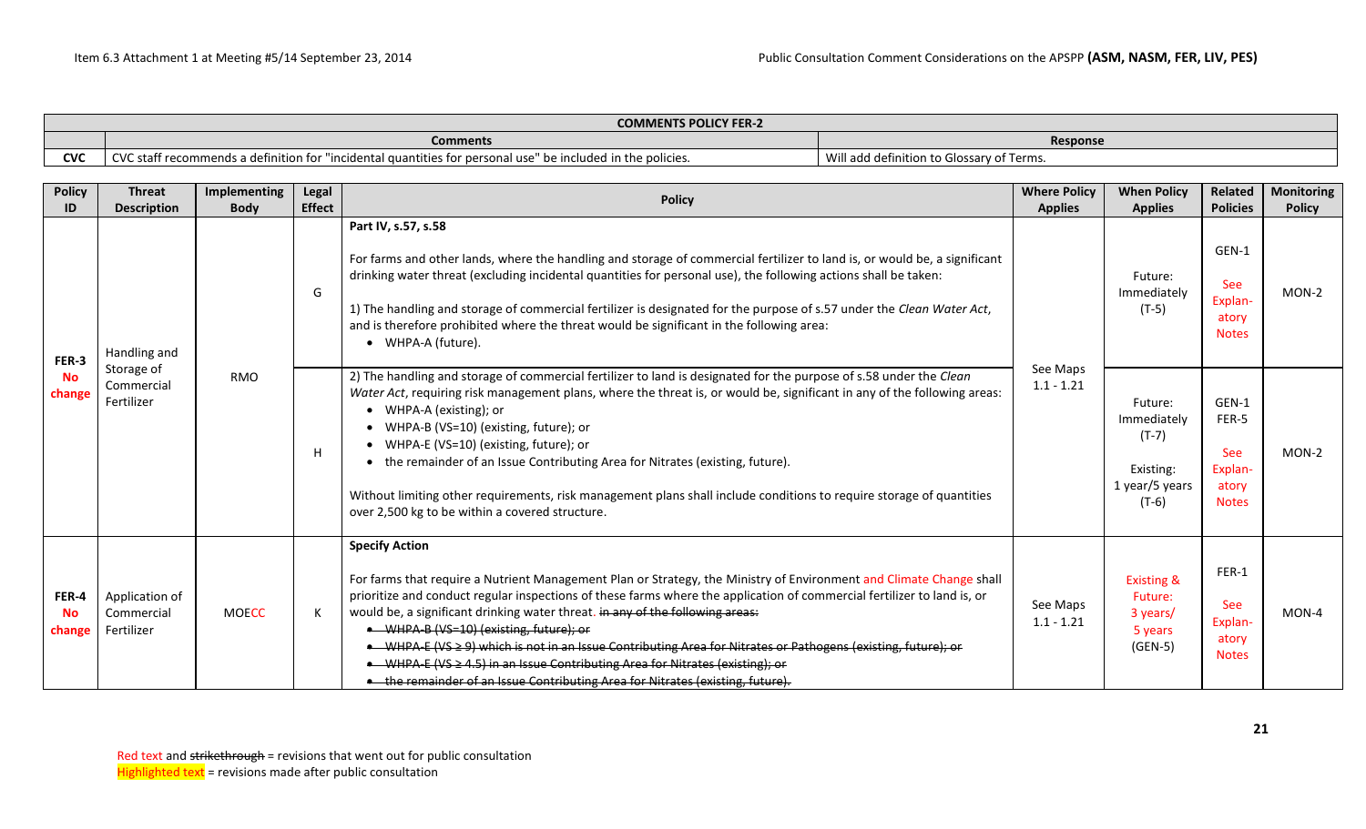| COMMENTS POLICY FER-2 | | |
|---|---|---|
| | **Comments** | **Response** |
| **CVC** | CVC staff recommends a definition for "incidental quantities for personal use" be included in the policies. | Will add definition to Glossary of Terms. |

| Policy ID | Threat Description | Implementing Body | Legal Effect | Policy | Where Policy Applies | When Policy Applies | Related Policies | Monitoring Policy |
|---|---|---|---|---|---|---|---|---|
| **FER-3** **No change** | Handling and Storage of Commercial Fertilizer | RMO | G | **Part IV, s.57, s.58**<br><br>For farms and other lands, where the handling and storage of commercial fertilizer to land is, or would be, a significant drinking water threat (excluding incidental quantities for personal use), the following actions shall be taken:<br><br>1) The handling and storage of commercial fertilizer is designated for the purpose of s.57 under the *Clean Water Act*, and is therefore prohibited where the threat would be significant in the following area:<br>• WHPA-A (future). | See Maps 1.1 - 1.21 | Future: Immediately (T-5) | GEN-1<br>See Explan-atory Notes | MON-2 |
| | | | H | 2) The handling and storage of commercial fertilizer to land is designated for the purpose of s.58 under the *Clean Water Act*, requiring risk management plans, where the threat is, or would be, significant in any of the following areas:<br>• WHPA-A (existing); or<br>• WHPA-B (VS=10) (existing, future); or<br>• WHPA-E (VS=10) (existing, future); or<br>• the remainder of an Issue Contributing Area for Nitrates (existing, future).<br><br>Without limiting other requirements, risk management plans shall include conditions to require storage of quantities over 2,500 kg to be within a covered structure. | | Future: Immediately (T-7)<br><br>Existing: 1 year/5 years (T-6) | GEN-1<br>FER-5<br>See Explan-atory Notes | MON-2 |
| **FER-4** **No change** | Application of Commercial Fertilizer | MOECC | K | **Specify Action**<br><br>For farms that require a Nutrient Management Plan or Strategy, the Ministry of Environment and Climate Change shall prioritize and conduct regular inspections of these farms where the application of commercial fertilizer to land is, or would be, a significant drinking water threat. ~~in any of the following areas:~~<br>~~• WHPA-B (VS=10) (existing, future); or~~<br>~~• WHPA-E (VS ≥ 9) which is not in an Issue Contributing Area for Nitrates or Pathogens (existing, future); or~~<br>~~• WHPA-E (VS ≥ 4.5) in an Issue Contributing Area for Nitrates (existing); or~~<br>~~• the remainder of an Issue Contributing Area for Nitrates (existing, future).~~ | See Maps 1.1 - 1.21 | Existing & Future: 3 years/ 5 years (GEN-5) | FER-1<br>See Explan-atory Notes | MON-4 |

Red text and ~~strikethrough~~ = revisions that went out for public consultation
Highlighted text = revisions made after public consultation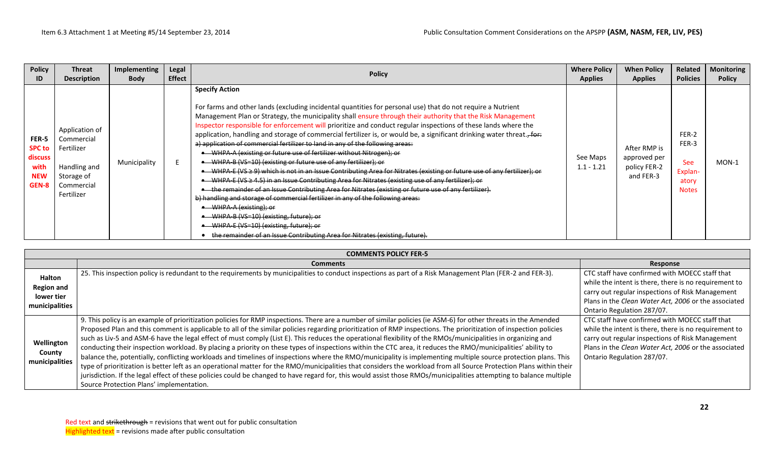| Policy ID | Threat Description | Implementing Body | Legal Effect | Policy | Where Policy Applies | When Policy Applies | Related Policies | Monitoring Policy |
|---|---|---|---|---|---|---|---|---|
| FER-5 SPC to discuss with NEW GEN-8 | Application of Commercial Fertilizer<br><br>Handling and Storage of Commercial Fertilizer | Municipality | E | **Specify Action**<br><br>For farms and other lands (excluding incidental quantities for personal use) that do not require a Nutrient Management Plan or Strategy, the municipality shall ensure through their authority that the Risk Management Inspector responsible for enforcement will prioritize and conduct regular inspections of these lands where the application, handling and storage of commercial fertilizer is, or would be, a significant drinking water threat. ~~, for:~~<br>~~a) application of commercial fertilizer to land in any of the following areas:~~<br>• ~~WHPA-A (existing or future use of fertilizer without Nitrogen); or~~<br>• ~~WHPA-B (VS=10) (existing or future use of any fertilizer); or~~<br>• ~~WHPA-E (VS ≥ 9) which is not in an Issue Contributing Area for Nitrates (existing or future use of any fertilizer); or~~<br>• ~~WHPA-E (VS ≥ 4.5) in an Issue Contributing Area for Nitrates (existing use of any fertilizer); or~~<br>• ~~the remainder of an Issue Contributing Area for Nitrates (existing or future use of any fertilizer).~~<br>~~b) handling and storage of commercial fertilizer in any of the following areas:~~<br>• ~~WHPA-A (existing); or~~<br>• ~~WHPA-B (VS=10) (existing, future); or~~<br>• ~~WHPA-E (VS=10) (existing, future); or~~<br>• ~~the remainder of an Issue Contributing Area for Nitrates (existing, future).~~ | See Maps 1.1 - 1.21 | After RMP is approved per policy FER-2 and FER-3 | FER-2<br>FER-3<br><br>See Explan-atory Notes | MON-1 |

| COMMENTS POLICY FER-5 | | |
|---|---|---|
| | **Comments** | **Response** |
| **Halton Region and lower tier municipalities** | 25. This inspection policy is redundant to the requirements by municipalities to conduct inspections as part of a Risk Management Plan (FER-2 and FER-3). | CTC staff have confirmed with MOECC staff that while the intent is there, there is no requirement to carry out regular inspections of Risk Management Plans in the *Clean Water Act, 2006* or the associated Ontario Regulation 287/07. |
| **Wellington County municipalities** | 9. This policy is an example of prioritization policies for RMP inspections. There are a number of similar policies (ie ASM-6) for other threats in the Amended Proposed Plan and this comment is applicable to all of the similar policies regarding prioritization of RMP inspections. The prioritization of inspection policies such as Liv-5 and ASM-6 have the legal effect of must comply (List E). This reduces the operational flexibility of the RMOs/municipalities in organizing and conducting their inspection workload. By placing a priority on these types of inspections within the CTC area, it reduces the RMO/municipalities' ability to balance the, potentially, conflicting workloads and timelines of inspections where the RMO/municipality is implementing multiple source protection plans. This type of prioritization is better left as an operational matter for the RMO/municipalities that considers the workload from all Source Protection Plans within their jurisdiction. If the legal effect of these policies could be changed to have regard for, this would assist those RMOs/municipalities attempting to balance multiple Source Protection Plans' implementation. | CTC staff have confirmed with MOECC staff that while the intent is there, there is no requirement to carry out regular inspections of Risk Management Plans in the *Clean Water Act, 2006* or the associated Ontario Regulation 287/07. |

Red text and ~~strikethrough~~ = revisions that went out for public consultation
Highlighted text = revisions made after public consultation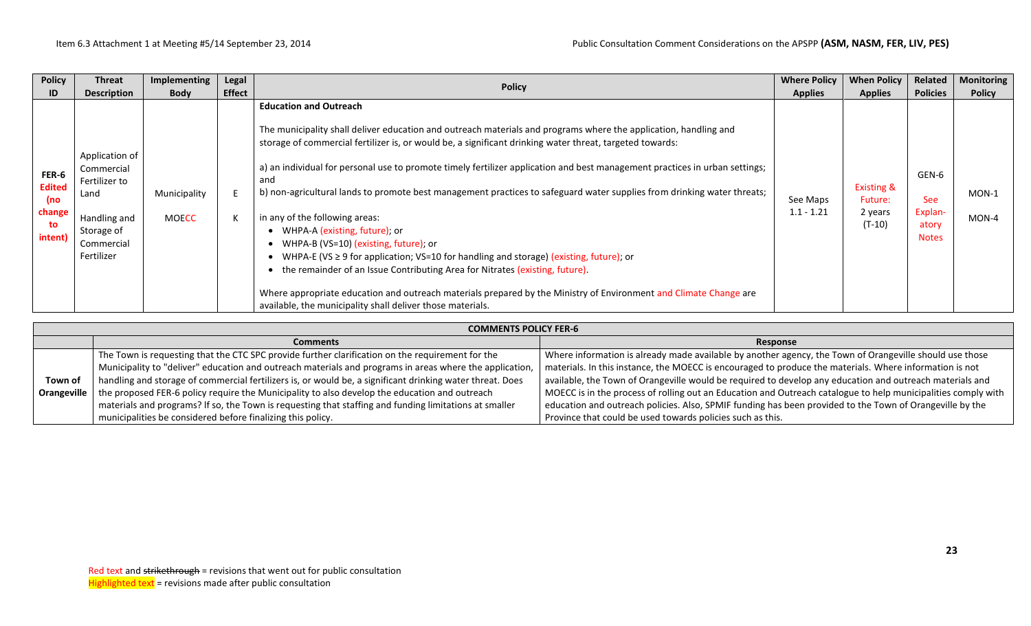| Policy ID | Threat Description | Implementing Body | Legal Effect | Policy | Where Policy Applies | When Policy Applies | Related Policies | Monitoring Policy |
|---|---|---|---|---|---|---|---|---|
| FER-6 Edited (no change to intent) | Application of Commercial Fertilizer to Land<br><br>Handling and Storage of Commercial Fertilizer | Municipality<br><br>MOECC | E<br><br>K | **Education and Outreach**<br><br>The municipality shall deliver education and outreach materials and programs where the application, handling and storage of commercial fertilizer is, or would be, a significant drinking water threat, targeted towards:<br><br>a) an individual for personal use to promote timely fertilizer application and best management practices in urban settings; and<br>b) non-agricultural lands to promote best management practices to safeguard water supplies from drinking water threats;<br><br>in any of the following areas:<br>• WHPA-A (existing, future); or<br>• WHPA-B (VS=10) (existing, future); or<br>• WHPA-E (VS ≥ 9 for application; VS=10 for handling and storage) (existing, future); or<br>• the remainder of an Issue Contributing Area for Nitrates (existing, future).<br><br>Where appropriate education and outreach materials prepared by the Ministry of Environment and Climate Change are available, the municipality shall deliver those materials. | See Maps 1.1 - 1.21 | Existing & Future:<br>2 years (T-10) | GEN-6<br><br>See Explan-atory Notes | MON-1<br><br>MON-4 |

| COMMENTS POLICY FER-6 | | |
|---|---|---|
| | **Comments** | **Response** |
| **Town of Orangeville** | The Town is requesting that the CTC SPC provide further clarification on the requirement for the Municipality to "deliver" education and outreach materials and programs in areas where the application, handling and storage of commercial fertilizers is, or would be, a significant drinking water threat. Does the proposed FER-6 policy require the Municipality to also develop the education and outreach materials and programs? If so, the Town is requesting that staffing and funding limitations at smaller municipalities be considered before finalizing this policy. | Where information is already made available by another agency, the Town of Orangeville should use those materials. In this instance, the MOECC is encouraged to produce the materials. Where information is not available, the Town of Orangeville would be required to develop any education and outreach materials and MOECC is in the process of rolling out an Education and Outreach catalogue to help municipalities comply with education and outreach policies. Also, SPMIF funding has been provided to the Town of Orangeville by the Province that could be used towards policies such as this. |

Red text and ~~strikethrough~~ = revisions that went out for public consultation
Highlighted text = revisions made after public consultation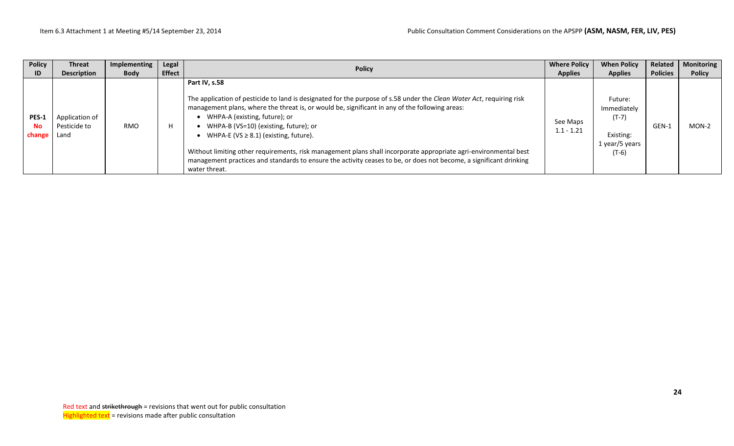| Policy ID | Threat Description | Implementing Body | Legal Effect | Policy | Where Policy Applies | When Policy Applies | Related Policies | Monitoring Policy |
|---|---|---|---|---|---|---|---|---|
| **PES-1** **No change** | Application of Pesticide to Land | RMO | H | **Part IV, s.58**<br><br>The application of pesticide to land is designated for the purpose of s.58 under the *Clean Water Act*, requiring risk management plans, where the threat is, or would be, significant in any of the following areas:<br>• WHPA-A (existing, future); or<br>• WHPA-B (VS=10) (existing, future); or<br>• WHPA-E (VS ≥ 8.1) (existing, future).<br><br>Without limiting other requirements, risk management plans shall incorporate appropriate agri-environmental best management practices and standards to ensure the activity ceases to be, or does not become, a significant drinking water threat. | See Maps 1.1 - 1.21 | Future: Immediately (T-7)<br><br>Existing: 1 year/5 years (T-6) | GEN-1 | MON-2 |

Red text and ~~strikethrough~~ = revisions that went out for public consultation
Highlighted text = revisions made after public consultation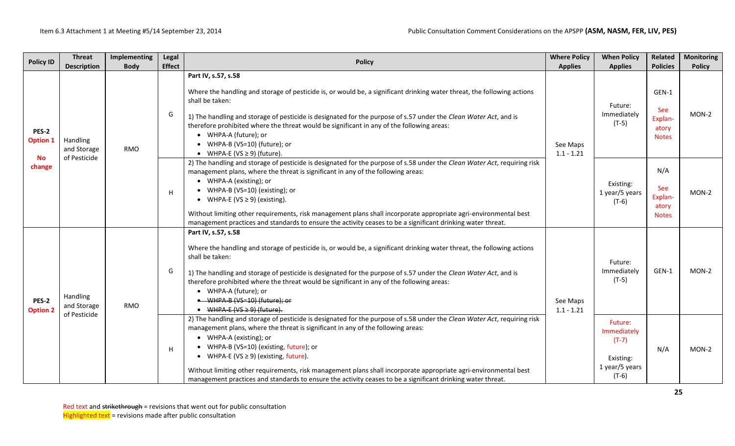Item 6.3 Attachment 1 at Meeting #5/14 September 23, 2014 — Public Consultation Comment Considerations on the APSPP **(ASM, NASM, FER, LIV, PES)**

| Policy ID | Threat Description | Implementing Body | Legal Effect | Policy | Where Policy Applies | When Policy Applies | Related Policies | Monitoring Policy |
|---|---|---|---|---|---|---|---|---|
| **PES-2 Option 1** **No change** | Handling and Storage of Pesticide | RMO | G | **Part IV, s.57, s.58**<br><br>Where the handling and storage of pesticide is, or would be, a significant drinking water threat, the following actions shall be taken:<br><br>1) The handling and storage of pesticide is designated for the purpose of s.57 under the *Clean Water Act*, and is therefore prohibited where the threat would be significant in any of the following areas:<br>• WHPA-A (future); or<br>• WHPA-B (VS=10) (future); or<br>• WHPA-E (VS ≥ 9) (future). | See Maps 1.1 - 1.21 | Future: Immediately (T-5) | GEN-1<br><br>See Explanatory Notes | MON-2 |
| | | | H | 2) The handling and storage of pesticide is designated for the purpose of s.58 under the *Clean Water Act*, requiring risk management plans, where the threat is significant in any of the following areas:<br>• WHPA-A (existing); or<br>• WHPA-B (VS=10) (existing); or<br>• WHPA-E (VS ≥ 9) (existing).<br><br>Without limiting other requirements, risk management plans shall incorporate appropriate agri-environmental best management practices and standards to ensure the activity ceases to be a significant drinking water threat. | | Existing: 1 year/5 years (T-6) | N/A<br><br>See Explanatory Notes | MON-2 |
| **PES-2 Option 2** | Handling and Storage of Pesticide | RMO | G | **Part IV, s.57, s.58**<br><br>Where the handling and storage of pesticide is, or would be, a significant drinking water threat, the following actions shall be taken:<br><br>1) The handling and storage of pesticide is designated for the purpose of s.57 under the *Clean Water Act*, and is therefore prohibited where the threat would be significant in any of the following areas:<br>• WHPA-A (future); or<br>• ~~WHPA-B (VS=10) (future); or~~<br>• ~~WHPA-E (VS ≥ 9) (future).~~ | See Maps 1.1 - 1.21 | Future: Immediately (T-5) | GEN-1 | MON-2 |
| | | | H | 2) The handling and storage of pesticide is designated for the purpose of s.58 under the *Clean Water Act*, requiring risk management plans, where the threat is significant in any of the following areas:<br>• WHPA-A (existing); or<br>• WHPA-B (VS=10) (existing, future); or<br>• WHPA-E (VS ≥ 9) (existing, future).<br><br>Without limiting other requirements, risk management plans shall incorporate appropriate agri-environmental best management practices and standards to ensure the activity ceases to be a significant drinking water threat. | | Future: Immediately (T-7)<br><br>Existing: 1 year/5 years (T-6) | N/A | MON-2 |

Red text and ~~strikethrough~~ = revisions that went out for public consultation
Highlighted text = revisions made after public consultation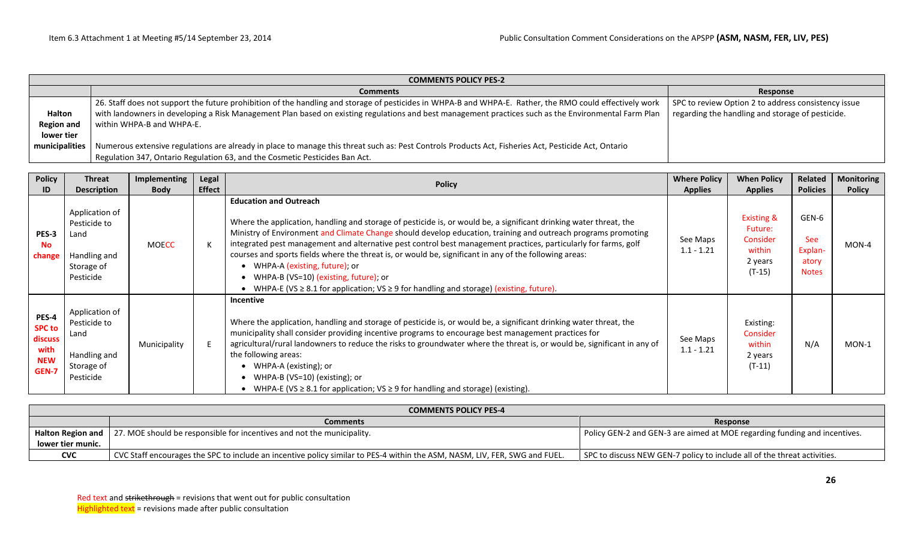| COMMENTS POLICY PES-2 | | |
|---|---|---|
| | **Comments** | **Response** |
| **Halton Region and lower tier municipalities** | 26. Staff does not support the future prohibition of the handling and storage of pesticides in WHPA-B and WHPA-E. Rather, the RMO could effectively work with landowners in developing a Risk Management Plan based on existing regulations and best management practices such as the Environmental Farm Plan within WHPA-B and WHPA-E.<br><br>Numerous extensive regulations are already in place to manage this threat such as: Pest Controls Products Act, Fisheries Act, Pesticide Act, Ontario Regulation 347, Ontario Regulation 63, and the Cosmetic Pesticides Ban Act. | SPC to review Option 2 to address consistency issue regarding the handling and storage of pesticide. |

| Policy ID | Threat Description | Implementing Body | Legal Effect | Policy | Where Policy Applies | When Policy Applies | Related Policies | Monitoring Policy |
|---|---|---|---|---|---|---|---|---|
| **PES-3** **No change** | Application of Pesticide to Land<br><br>Handling and Storage of Pesticide | MOECC | K | **Education and Outreach**<br><br>Where the application, handling and storage of pesticide is, or would be, a significant drinking water threat, the Ministry of Environment and Climate Change should develop education, training and outreach programs promoting integrated pest management and alternative pest control best management practices, particularly for farms, golf courses and sports fields where the threat is, or would be, significant in any of the following areas:<br>• WHPA-A (existing, future); or<br>• WHPA-B (VS=10) (existing, future); or<br>• WHPA-E (VS ≥ 8.1 for application; VS ≥ 9 for handling and storage) (existing, future). | See Maps 1.1 - 1.21 | Existing & Future: Consider within 2 years (T-15) | GEN-6<br><br>See Explan-atory Notes | MON-4 |
| **PES-4** **SPC to discuss with NEW GEN-7** | Application of Pesticide to Land<br><br>Handling and Storage of Pesticide | Municipality | E | **Incentive**<br><br>Where the application, handling and storage of pesticide is, or would be, a significant drinking water threat, the municipality shall consider providing incentive programs to encourage best management practices for agricultural/rural landowners to reduce the risks to groundwater where the threat is, or would be, significant in any of the following areas:<br>• WHPA-A (existing); or<br>• WHPA-B (VS=10) (existing); or<br>• WHPA-E (VS ≥ 8.1 for application; VS ≥ 9 for handling and storage) (existing). | See Maps 1.1 - 1.21 | Existing: Consider within 2 years (T-11) | N/A | MON-1 |

| COMMENTS POLICY PES-4 | | |
|---|---|---|
| | **Comments** | **Response** |
| **Halton Region and lower tier munic.** | 27. MOE should be responsible for incentives and not the municipality. | Policy GEN-2 and GEN-3 are aimed at MOE regarding funding and incentives. |
| **CVC** | CVC Staff encourages the SPC to include an incentive policy similar to PES-4 within the ASM, NASM, LIV, FER, SWG and FUEL. | SPC to discuss NEW GEN-7 policy to include all of the threat activities. |

Red text and ~~strikethrough~~ = revisions that went out for public consultation
Highlighted text = revisions made after public consultation